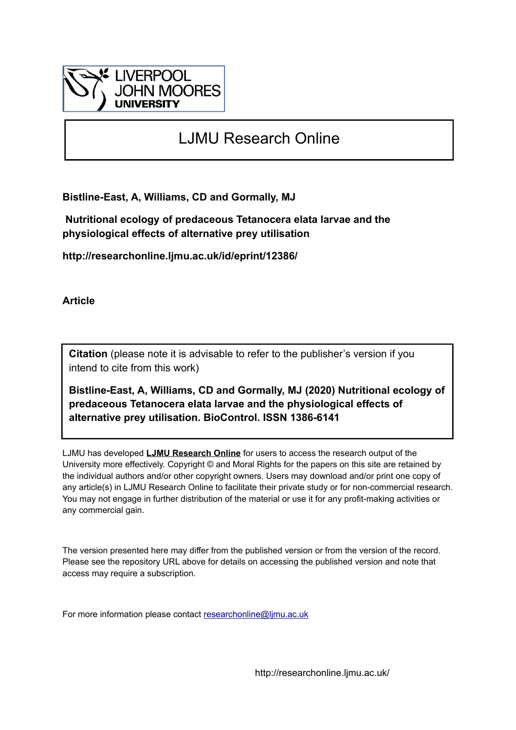LIVERPOOL JOHN MOORES UNIVERSITY

# LJMU Research Online

**Bistline-East, A, Williams, CD and Gormally, MJ**

**Nutritional ecology of predaceous Tetanocera elata larvae and the physiological effects of alternative prey utilisation**

**http://researchonline.ljmu.ac.uk/id/eprint/12386/**

**Article**

**Citation** (please note it is advisable to refer to the publisher's version if you intend to cite from this work)

**Bistline-East, A, Williams, CD and Gormally, MJ (2020) Nutritional ecology of predaceous Tetanocera elata larvae and the physiological effects of alternative prey utilisation. BioControl. ISSN 1386-6141**

LJMU has developed **LJMU Research Online** for users to access the research output of the University more effectively. Copyright © and Moral Rights for the papers on this site are retained by the individual authors and/or other copyright owners. Users may download and/or print one copy of any article(s) in LJMU Research Online to facilitate their private study or for non-commercial research. You may not engage in further distribution of the material or use it for any profit-making activities or any commercial gain.

The version presented here may differ from the published version or from the version of the record. Please see the repository URL above for details on accessing the published version and note that access may require a subscription.

For more information please contact researchonline@ljmu.ac.uk

http://researchonline.ljmu.ac.uk/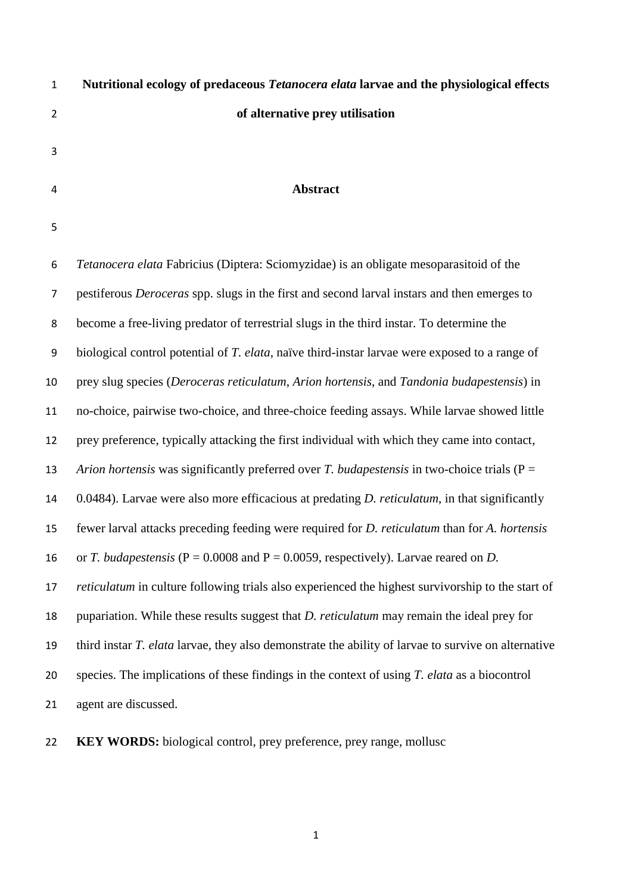# Nutritional ecology of predaceous *Tetanocera elata* larvae and the physiological effects of alternative prey utilisation

## Abstract

*Tetanocera elata* Fabricius (Diptera: Sciomyzidae) is an obligate mesoparasitoid of the pestiferous *Deroceras* spp. slugs in the first and second larval instars and then emerges to become a free-living predator of terrestrial slugs in the third instar. To determine the biological control potential of *T. elata*, naïve third-instar larvae were exposed to a range of prey slug species (*Deroceras reticulatum*, *Arion hortensis*, and *Tandonia budapestensis*) in no-choice, pairwise two-choice, and three-choice feeding assays. While larvae showed little prey preference, typically attacking the first individual with which they came into contact, *Arion hortensis* was significantly preferred over *T. budapestensis* in two-choice trials (P = 0.0484). Larvae were also more efficacious at predating *D. reticulatum*, in that significantly fewer larval attacks preceding feeding were required for *D. reticulatum* than for *A. hortensis* or *T. budapestensis* (P = 0.0008 and P = 0.0059, respectively). Larvae reared on *D. reticulatum* in culture following trials also experienced the highest survivorship to the start of pupariation. While these results suggest that *D. reticulatum* may remain the ideal prey for third instar *T. elata* larvae, they also demonstrate the ability of larvae to survive on alternative species. The implications of these findings in the context of using *T. elata* as a biocontrol agent are discussed.

**KEY WORDS:** biological control, prey preference, prey range, mollusc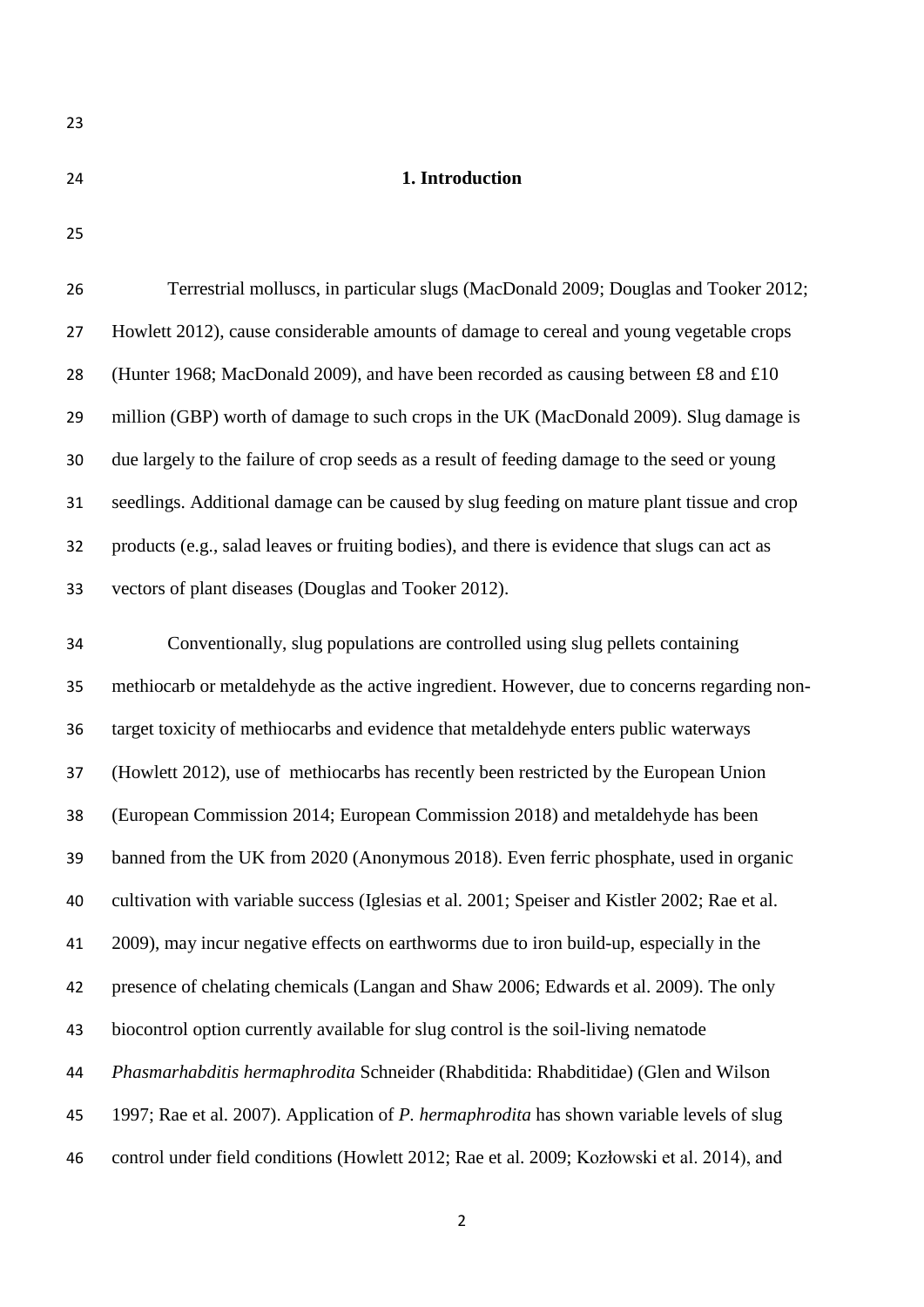# 1. Introduction

Terrestrial molluscs, in particular slugs (MacDonald 2009; Douglas and Tooker 2012; Howlett 2012), cause considerable amounts of damage to cereal and young vegetable crops (Hunter 1968; MacDonald 2009), and have been recorded as causing between £8 and £10 million (GBP) worth of damage to such crops in the UK (MacDonald 2009). Slug damage is due largely to the failure of crop seeds as a result of feeding damage to the seed or young seedlings. Additional damage can be caused by slug feeding on mature plant tissue and crop products (e.g., salad leaves or fruiting bodies), and there is evidence that slugs can act as vectors of plant diseases (Douglas and Tooker 2012).

Conventionally, slug populations are controlled using slug pellets containing methiocarb or metaldehyde as the active ingredient. However, due to concerns regarding non-target toxicity of methiocarbs and evidence that metaldehyde enters public waterways (Howlett 2012), use of methiocarbs has recently been restricted by the European Union (European Commission 2014; European Commission 2018) and metaldehyde has been banned from the UK from 2020 (Anonymous 2018). Even ferric phosphate, used in organic cultivation with variable success (Iglesias et al. 2001; Speiser and Kistler 2002; Rae et al. 2009), may incur negative effects on earthworms due to iron build-up, especially in the presence of chelating chemicals (Langan and Shaw 2006; Edwards et al. 2009). The only biocontrol option currently available for slug control is the soil-living nematode *Phasmarhabditis hermaphrodita* Schneider (Rhabditida: Rhabditidae) (Glen and Wilson 1997; Rae et al. 2007). Application of *P. hermaphrodita* has shown variable levels of slug control under field conditions (Howlett 2012; Rae et al. 2009; Kozłowski et al. 2014), and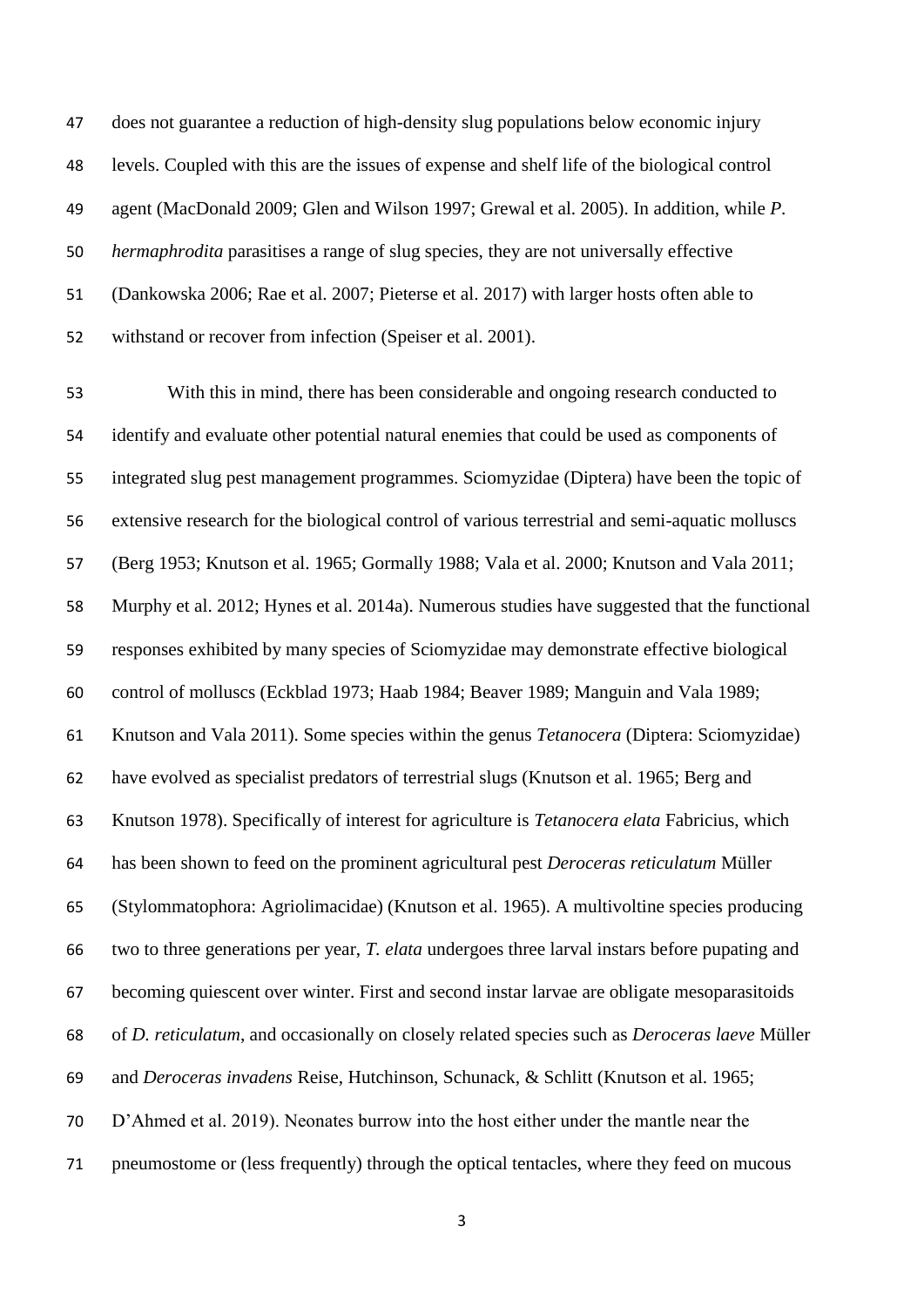does not guarantee a reduction of high-density slug populations below economic injury levels. Coupled with this are the issues of expense and shelf life of the biological control agent (MacDonald 2009; Glen and Wilson 1997; Grewal et al. 2005). In addition, while *P. hermaphrodita* parasitises a range of slug species, they are not universally effective (Dankowska 2006; Rae et al. 2007; Pieterse et al. 2017) with larger hosts often able to withstand or recover from infection (Speiser et al. 2001).

With this in mind, there has been considerable and ongoing research conducted to identify and evaluate other potential natural enemies that could be used as components of integrated slug pest management programmes. Sciomyzidae (Diptera) have been the topic of extensive research for the biological control of various terrestrial and semi-aquatic molluscs (Berg 1953; Knutson et al. 1965; Gormally 1988; Vala et al. 2000; Knutson and Vala 2011; Murphy et al. 2012; Hynes et al. 2014a). Numerous studies have suggested that the functional responses exhibited by many species of Sciomyzidae may demonstrate effective biological control of molluscs (Eckblad 1973; Haab 1984; Beaver 1989; Manguin and Vala 1989; Knutson and Vala 2011). Some species within the genus *Tetanocera* (Diptera: Sciomyzidae) have evolved as specialist predators of terrestrial slugs (Knutson et al. 1965; Berg and Knutson 1978). Specifically of interest for agriculture is *Tetanocera elata* Fabricius, which has been shown to feed on the prominent agricultural pest *Deroceras reticulatum* Müller (Stylommatophora: Agriolimacidae) (Knutson et al. 1965). A multivoltine species producing two to three generations per year, *T. elata* undergoes three larval instars before pupating and becoming quiescent over winter. First and second instar larvae are obligate mesoparasitoids of *D. reticulatum*, and occasionally on closely related species such as *Deroceras laeve* Müller and *Deroceras invadens* Reise, Hutchinson, Schunack, & Schlitt (Knutson et al. 1965; D'Ahmed et al. 2019). Neonates burrow into the host either under the mantle near the pneumostome or (less frequently) through the optical tentacles, where they feed on mucous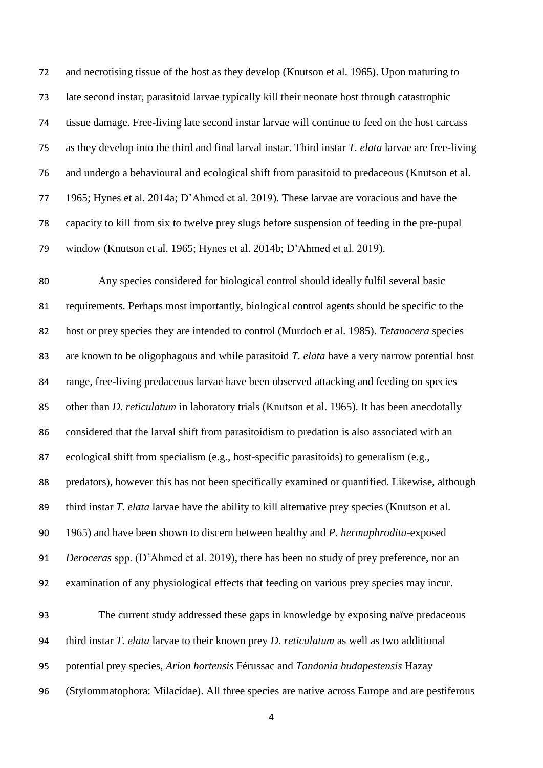and necrotising tissue of the host as they develop (Knutson et al. 1965). Upon maturing to late second instar, parasitoid larvae typically kill their neonate host through catastrophic tissue damage. Free-living late second instar larvae will continue to feed on the host carcass as they develop into the third and final larval instar. Third instar *T. elata* larvae are free-living and undergo a behavioural and ecological shift from parasitoid to predaceous (Knutson et al. 1965; Hynes et al. 2014a; D'Ahmed et al. 2019). These larvae are voracious and have the capacity to kill from six to twelve prey slugs before suspension of feeding in the pre-pupal window (Knutson et al. 1965; Hynes et al. 2014b; D'Ahmed et al. 2019).

Any species considered for biological control should ideally fulfil several basic requirements. Perhaps most importantly, biological control agents should be specific to the host or prey species they are intended to control (Murdoch et al. 1985). *Tetanocera* species are known to be oligophagous and while parasitoid *T. elata* have a very narrow potential host range, free-living predaceous larvae have been observed attacking and feeding on species other than *D. reticulatum* in laboratory trials (Knutson et al. 1965). It has been anecdotally considered that the larval shift from parasitoidism to predation is also associated with an ecological shift from specialism (e.g., host-specific parasitoids) to generalism (e.g., predators), however this has not been specifically examined or quantified. Likewise, although third instar *T. elata* larvae have the ability to kill alternative prey species (Knutson et al. 1965) and have been shown to discern between healthy and *P. hermaphrodita*-exposed *Deroceras* spp. (D'Ahmed et al. 2019), there has been no study of prey preference, nor an examination of any physiological effects that feeding on various prey species may incur.

The current study addressed these gaps in knowledge by exposing naïve predaceous third instar *T. elata* larvae to their known prey *D. reticulatum* as well as two additional potential prey species, *Arion hortensis* Férussac and *Tandonia budapestensis* Hazay (Stylommatophora: Milacidae). All three species are native across Europe and are pestiferous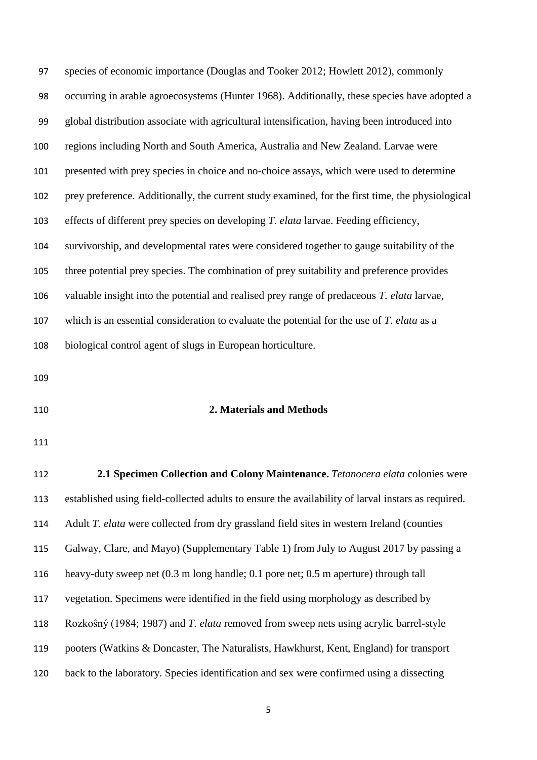species of economic importance (Douglas and Tooker 2012; Howlett 2012), commonly occurring in arable agroecosystems (Hunter 1968). Additionally, these species have adopted a global distribution associate with agricultural intensification, having been introduced into regions including North and South America, Australia and New Zealand. Larvae were presented with prey species in choice and no-choice assays, which were used to determine prey preference. Additionally, the current study examined, for the first time, the physiological effects of different prey species on developing *T. elata* larvae. Feeding efficiency, survivorship, and developmental rates were considered together to gauge suitability of the three potential prey species. The combination of prey suitability and preference provides valuable insight into the potential and realised prey range of predaceous *T. elata* larvae, which is an essential consideration to evaluate the potential for the use of *T. elata* as a biological control agent of slugs in European horticulture.

## 2. Materials and Methods

**2.1 Specimen Collection and Colony Maintenance.** *Tetanocera elata* colonies were established using field-collected adults to ensure the availability of larval instars as required. Adult *T. elata* were collected from dry grassland field sites in western Ireland (counties Galway, Clare, and Mayo) (Supplementary Table 1) from July to August 2017 by passing a heavy-duty sweep net (0.3 m long handle; 0.1 pore net; 0.5 m aperture) through tall vegetation. Specimens were identified in the field using morphology as described by Rozkošný (1984; 1987) and *T. elata* removed from sweep nets using acrylic barrel-style pooters (Watkins & Doncaster, The Naturalists, Hawkhurst, Kent, England) for transport back to the laboratory. Species identification and sex were confirmed using a dissecting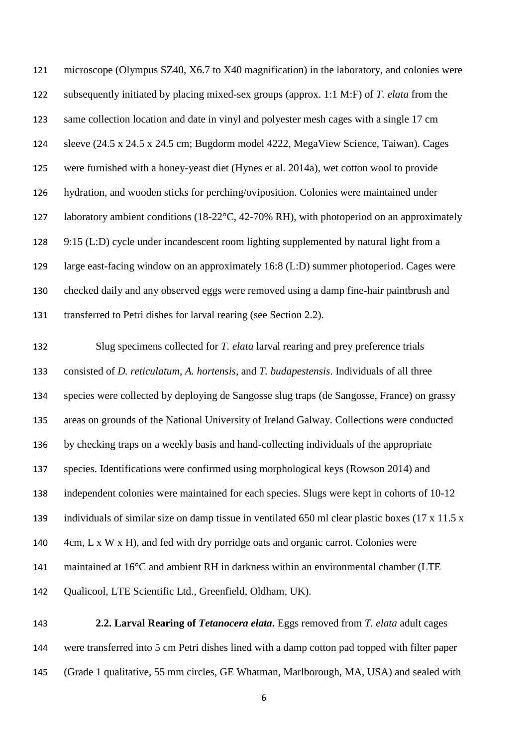microscope (Olympus SZ40, X6.7 to X40 magnification) in the laboratory, and colonies were subsequently initiated by placing mixed-sex groups (approx. 1:1 M:F) of *T. elata* from the same collection location and date in vinyl and polyester mesh cages with a single 17 cm sleeve (24.5 x 24.5 x 24.5 cm; Bugdorm model 4222, MegaView Science, Taiwan). Cages were furnished with a honey-yeast diet (Hynes et al. 2014a), wet cotton wool to provide hydration, and wooden sticks for perching/oviposition. Colonies were maintained under laboratory ambient conditions (18-22°C, 42-70% RH), with photoperiod on an approximately 9:15 (L:D) cycle under incandescent room lighting supplemented by natural light from a large east-facing window on an approximately 16:8 (L:D) summer photoperiod. Cages were checked daily and any observed eggs were removed using a damp fine-hair paintbrush and transferred to Petri dishes for larval rearing (see Section 2.2).

Slug specimens collected for *T. elata* larval rearing and prey preference trials consisted of *D. reticulatum*, *A. hortensis,* and *T. budapestensis*. Individuals of all three species were collected by deploying de Sangosse slug traps (de Sangosse, France) on grassy areas on grounds of the National University of Ireland Galway. Collections were conducted by checking traps on a weekly basis and hand-collecting individuals of the appropriate species. Identifications were confirmed using morphological keys (Rowson 2014) and independent colonies were maintained for each species. Slugs were kept in cohorts of 10-12 individuals of similar size on damp tissue in ventilated 650 ml clear plastic boxes (17 x 11.5 x 4cm, L x W x H), and fed with dry porridge oats and organic carrot. Colonies were maintained at 16°C and ambient RH in darkness within an environmental chamber (LTE Qualicool, LTE Scientific Ltd., Greenfield, Oldham, UK).

**2.2. Larval Rearing of *Tetanocera elata*.** Eggs removed from *T. elata* adult cages were transferred into 5 cm Petri dishes lined with a damp cotton pad topped with filter paper (Grade 1 qualitative, 55 mm circles, GE Whatman, Marlborough, MA, USA) and sealed with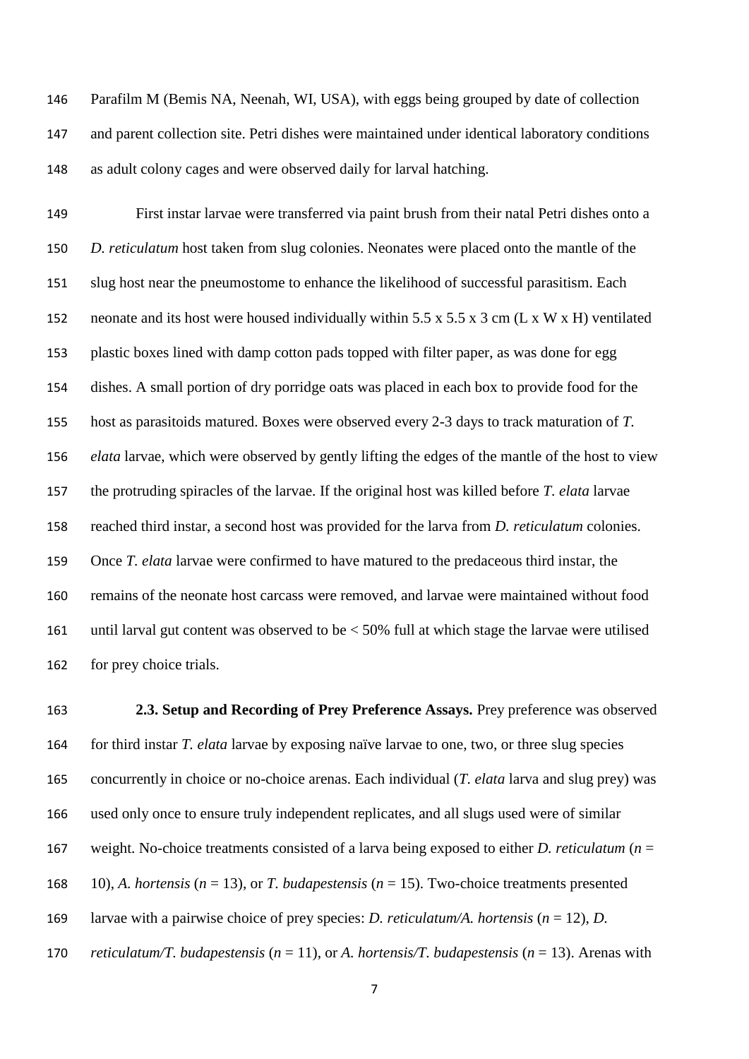Parafilm M (Bemis NA, Neenah, WI, USA), with eggs being grouped by date of collection and parent collection site. Petri dishes were maintained under identical laboratory conditions as adult colony cages and were observed daily for larval hatching.

First instar larvae were transferred via paint brush from their natal Petri dishes onto a *D. reticulatum* host taken from slug colonies. Neonates were placed onto the mantle of the slug host near the pneumostome to enhance the likelihood of successful parasitism. Each neonate and its host were housed individually within 5.5 x 5.5 x 3 cm (L x W x H) ventilated plastic boxes lined with damp cotton pads topped with filter paper, as was done for egg dishes. A small portion of dry porridge oats was placed in each box to provide food for the host as parasitoids matured. Boxes were observed every 2-3 days to track maturation of *T. elata* larvae, which were observed by gently lifting the edges of the mantle of the host to view the protruding spiracles of the larvae. If the original host was killed before *T. elata* larvae reached third instar, a second host was provided for the larva from *D. reticulatum* colonies. Once *T. elata* larvae were confirmed to have matured to the predaceous third instar, the remains of the neonate host carcass were removed, and larvae were maintained without food until larval gut content was observed to be < 50% full at which stage the larvae were utilised for prey choice trials.

**2.3. Setup and Recording of Prey Preference Assays.** Prey preference was observed for third instar *T. elata* larvae by exposing naïve larvae to one, two, or three slug species concurrently in choice or no-choice arenas. Each individual (*T. elata* larva and slug prey) was used only once to ensure truly independent replicates, and all slugs used were of similar weight. No-choice treatments consisted of a larva being exposed to either *D. reticulatum* ($n$ = 10), *A. hortensis* ($n$ = 13), or *T. budapestensis* ($n$ = 15). Two-choice treatments presented larvae with a pairwise choice of prey species: *D. reticulatum/A. hortensis* ($n$ = 12), *D. reticulatum/T. budapestensis* ($n$ = 11), or *A. hortensis/T. budapestensis* ($n$ = 13). Arenas with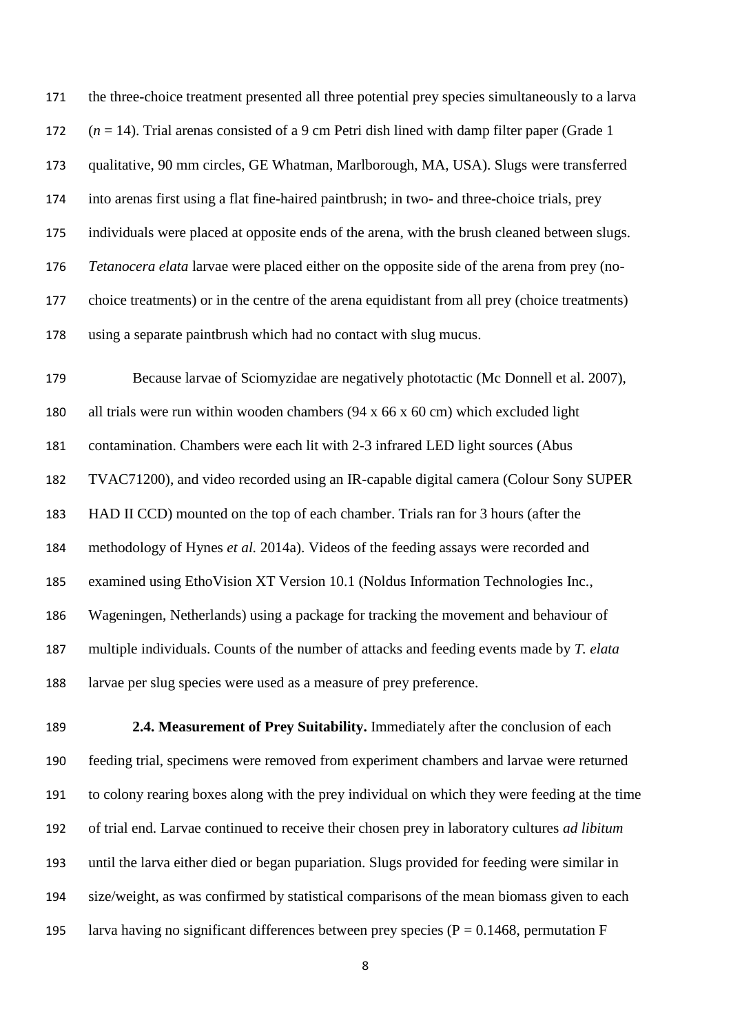the three-choice treatment presented all three potential prey species simultaneously to a larva ($n$ = 14). Trial arenas consisted of a 9 cm Petri dish lined with damp filter paper (Grade 1 qualitative, 90 mm circles, GE Whatman, Marlborough, MA, USA). Slugs were transferred into arenas first using a flat fine-haired paintbrush; in two- and three-choice trials, prey individuals were placed at opposite ends of the arena, with the brush cleaned between slugs. *Tetanocera elata* larvae were placed either on the opposite side of the arena from prey (no-choice treatments) or in the centre of the arena equidistant from all prey (choice treatments) using a separate paintbrush which had no contact with slug mucus.

Because larvae of Sciomyzidae are negatively phototactic (Mc Donnell et al. 2007), all trials were run within wooden chambers (94 x 66 x 60 cm) which excluded light contamination. Chambers were each lit with 2-3 infrared LED light sources (Abus TVAC71200), and video recorded using an IR-capable digital camera (Colour Sony SUPER HAD II CCD) mounted on the top of each chamber. Trials ran for 3 hours (after the methodology of Hynes *et al.* 2014a). Videos of the feeding assays were recorded and examined using EthoVision XT Version 10.1 (Noldus Information Technologies Inc., Wageningen, Netherlands) using a package for tracking the movement and behaviour of multiple individuals. Counts of the number of attacks and feeding events made by *T. elata* larvae per slug species were used as a measure of prey preference.

**2.4. Measurement of Prey Suitability.** Immediately after the conclusion of each feeding trial, specimens were removed from experiment chambers and larvae were returned to colony rearing boxes along with the prey individual on which they were feeding at the time of trial end. Larvae continued to receive their chosen prey in laboratory cultures *ad libitum* until the larva either died or began pupariation. Slugs provided for feeding were similar in size/weight, as was confirmed by statistical comparisons of the mean biomass given to each larva having no significant differences between prey species ($P = 0.1468$, permutation F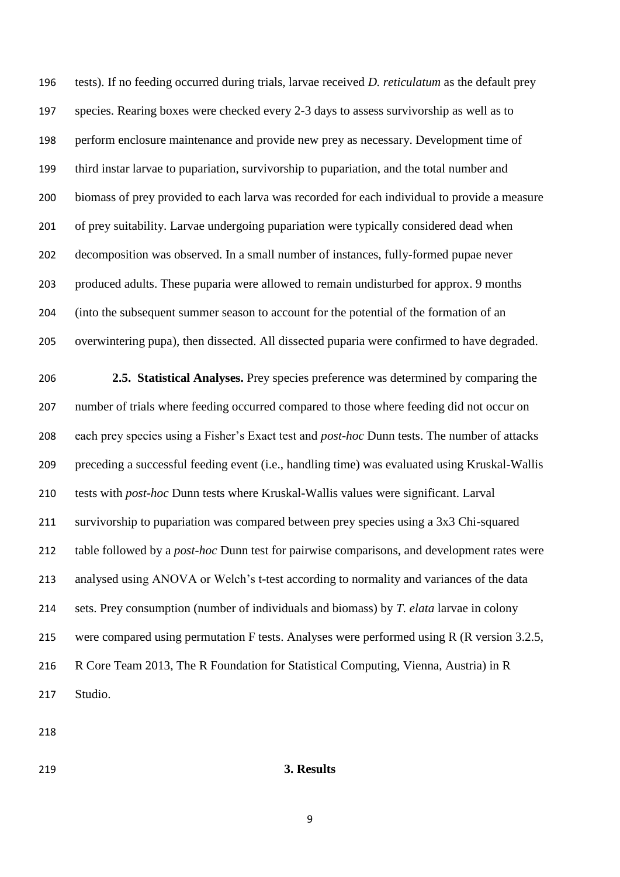tests). If no feeding occurred during trials, larvae received *D. reticulatum* as the default prey species. Rearing boxes were checked every 2-3 days to assess survivorship as well as to perform enclosure maintenance and provide new prey as necessary. Development time of third instar larvae to pupariation, survivorship to pupariation, and the total number and biomass of prey provided to each larva was recorded for each individual to provide a measure of prey suitability. Larvae undergoing pupariation were typically considered dead when decomposition was observed. In a small number of instances, fully-formed pupae never produced adults. These puparia were allowed to remain undisturbed for approx. 9 months (into the subsequent summer season to account for the potential of the formation of an overwintering pupa), then dissected. All dissected puparia were confirmed to have degraded.

**2.5. Statistical Analyses.** Prey species preference was determined by comparing the number of trials where feeding occurred compared to those where feeding did not occur on each prey species using a Fisher's Exact test and *post-hoc* Dunn tests. The number of attacks preceding a successful feeding event (i.e., handling time) was evaluated using Kruskal-Wallis tests with *post-hoc* Dunn tests where Kruskal-Wallis values were significant. Larval survivorship to pupariation was compared between prey species using a 3x3 Chi-squared table followed by a *post-hoc* Dunn test for pairwise comparisons, and development rates were analysed using ANOVA or Welch's t-test according to normality and variances of the data sets. Prey consumption (number of individuals and biomass) by *T. elata* larvae in colony were compared using permutation F tests. Analyses were performed using R (R version 3.2.5, R Core Team 2013, The R Foundation for Statistical Computing, Vienna, Austria) in R Studio.

## 3. Results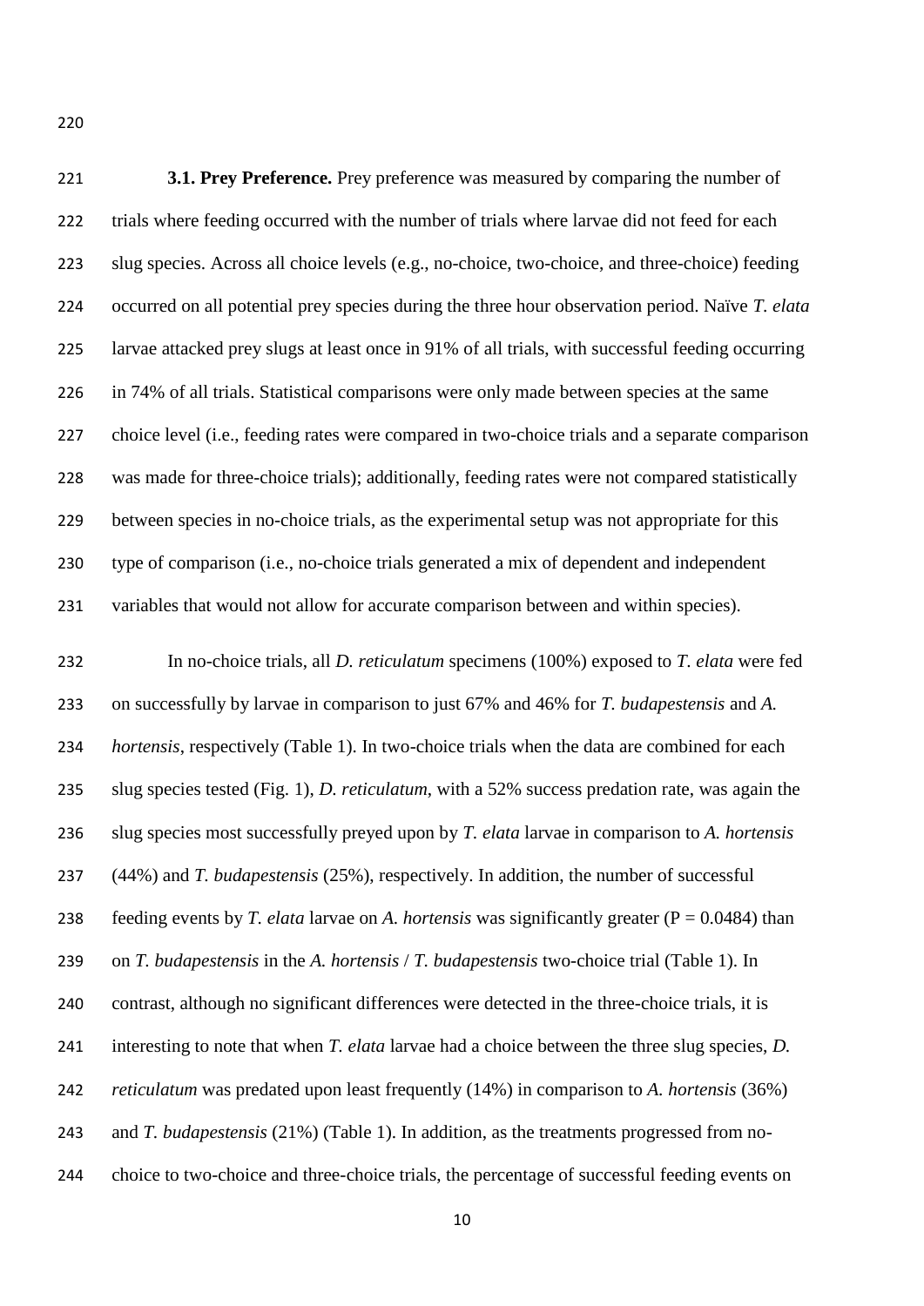**3.1. Prey Preference.** Prey preference was measured by comparing the number of trials where feeding occurred with the number of trials where larvae did not feed for each slug species. Across all choice levels (e.g., no-choice, two-choice, and three-choice) feeding occurred on all potential prey species during the three hour observation period. Naïve *T. elata* larvae attacked prey slugs at least once in 91% of all trials, with successful feeding occurring in 74% of all trials. Statistical comparisons were only made between species at the same choice level (i.e., feeding rates were compared in two-choice trials and a separate comparison was made for three-choice trials); additionally, feeding rates were not compared statistically between species in no-choice trials, as the experimental setup was not appropriate for this type of comparison (i.e., no-choice trials generated a mix of dependent and independent variables that would not allow for accurate comparison between and within species).

In no-choice trials, all *D. reticulatum* specimens (100%) exposed to *T. elata* were fed on successfully by larvae in comparison to just 67% and 46% for *T. budapestensis* and *A. hortensis*, respectively (Table 1). In two-choice trials when the data are combined for each slug species tested (Fig. 1), *D. reticulatum*, with a 52% success predation rate, was again the slug species most successfully preyed upon by *T. elata* larvae in comparison to *A. hortensis* (44%) and *T. budapestensis* (25%), respectively. In addition, the number of successful feeding events by *T. elata* larvae on *A. hortensis* was significantly greater ($P = 0.0484$) than on *T. budapestensis* in the *A. hortensis* / *T. budapestensis* two-choice trial (Table 1). In contrast, although no significant differences were detected in the three-choice trials, it is interesting to note that when *T. elata* larvae had a choice between the three slug species, *D. reticulatum* was predated upon least frequently (14%) in comparison to *A. hortensis* (36%) and *T. budapestensis* (21%) (Table 1). In addition, as the treatments progressed from no-choice to two-choice and three-choice trials, the percentage of successful feeding events on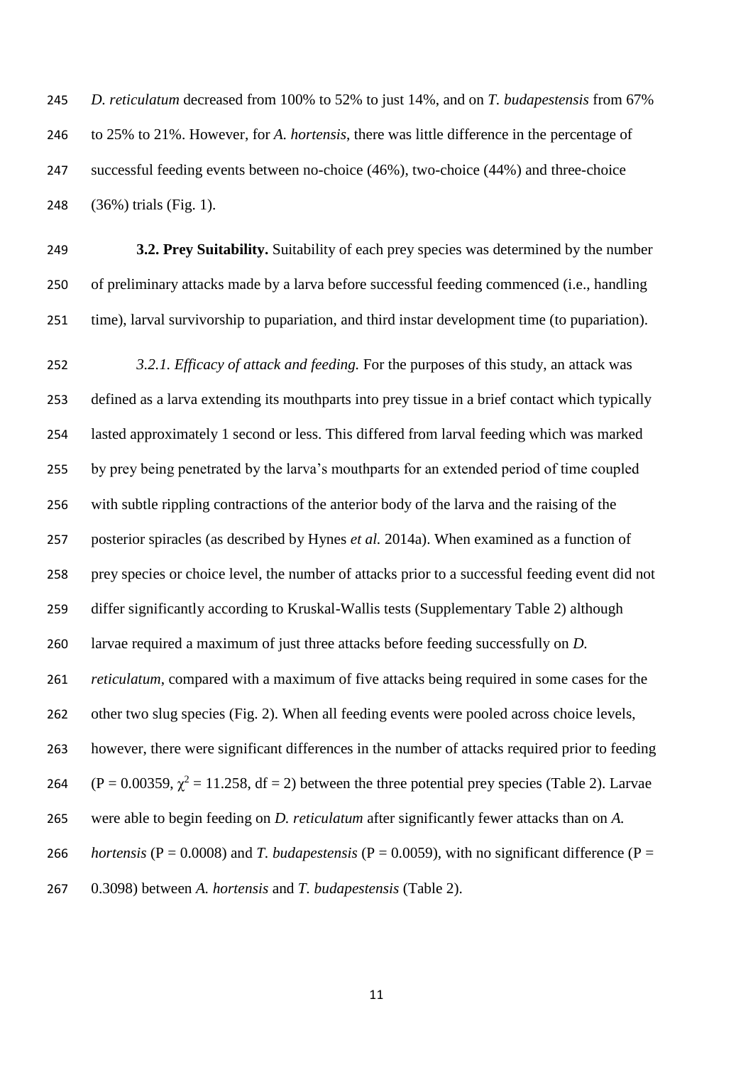*D. reticulatum* decreased from 100% to 52% to just 14%, and on *T. budapestensis* from 67% to 25% to 21%. However, for *A. hortensis*, there was little difference in the percentage of successful feeding events between no-choice (46%), two-choice (44%) and three-choice (36%) trials (Fig. 1).

**3.2. Prey Suitability.** Suitability of each prey species was determined by the number of preliminary attacks made by a larva before successful feeding commenced (i.e., handling time), larval survivorship to pupariation, and third instar development time (to pupariation).

*3.2.1. Efficacy of attack and feeding.* For the purposes of this study, an attack was defined as a larva extending its mouthparts into prey tissue in a brief contact which typically lasted approximately 1 second or less. This differed from larval feeding which was marked by prey being penetrated by the larva's mouthparts for an extended period of time coupled with subtle rippling contractions of the anterior body of the larva and the raising of the posterior spiracles (as described by Hynes *et al.* 2014a). When examined as a function of prey species or choice level, the number of attacks prior to a successful feeding event did not differ significantly according to Kruskal-Wallis tests (Supplementary Table 2) although larvae required a maximum of just three attacks before feeding successfully on *D. reticulatum*, compared with a maximum of five attacks being required in some cases for the other two slug species (Fig. 2). When all feeding events were pooled across choice levels, however, there were significant differences in the number of attacks required prior to feeding ($P = 0.00359$, $\chi^2 = 11.258$, $df = 2$) between the three potential prey species (Table 2). Larvae were able to begin feeding on *D. reticulatum* after significantly fewer attacks than on *A. hortensis* ($P = 0.0008$) and *T. budapestensis* ($P = 0.0059$), with no significant difference ($P = 0.3098$) between *A. hortensis* and *T. budapestensis* (Table 2).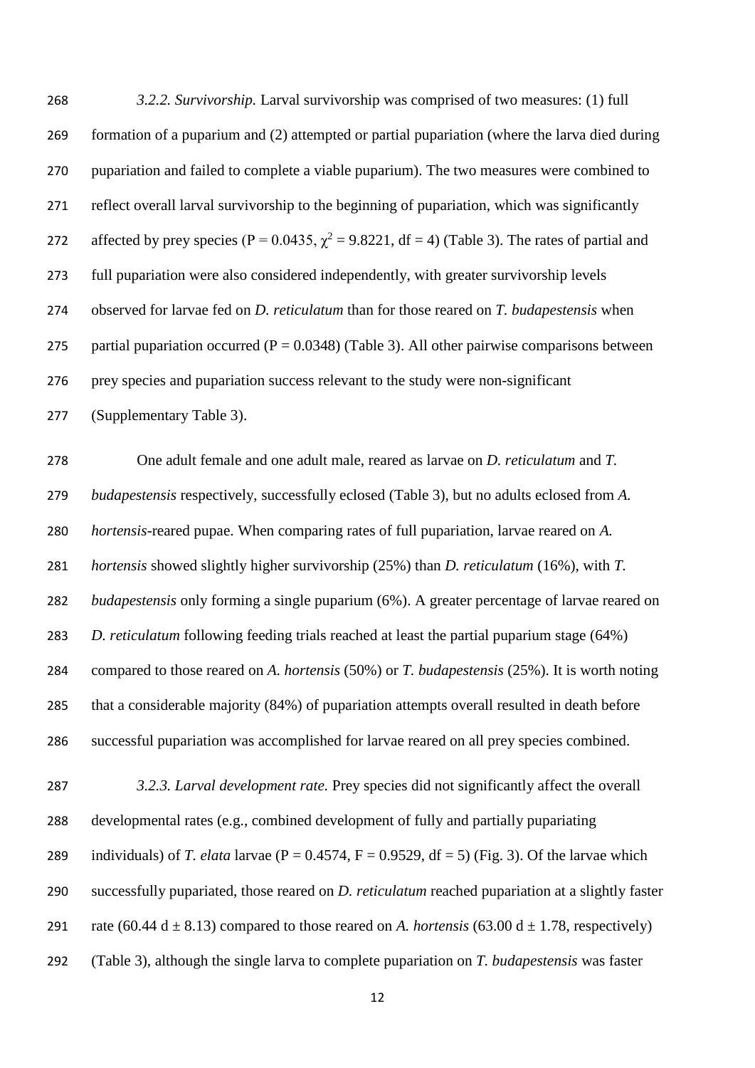*3.2.2. Survivorship.* Larval survivorship was comprised of two measures: (1) full formation of a puparium and (2) attempted or partial pupariation (where the larva died during pupariation and failed to complete a viable puparium). The two measures were combined to reflect overall larval survivorship to the beginning of pupariation, which was significantly affected by prey species ($P = 0.0435$, $\chi^2 = 9.8221$, df = 4) (Table 3). The rates of partial and full pupariation were also considered independently, with greater survivorship levels observed for larvae fed on *D. reticulatum* than for those reared on *T. budapestensis* when partial pupariation occurred ($P = 0.0348$) (Table 3). All other pairwise comparisons between prey species and pupariation success relevant to the study were non-significant (Supplementary Table 3).

One adult female and one adult male, reared as larvae on *D. reticulatum* and *T. budapestensis* respectively, successfully eclosed (Table 3), but no adults eclosed from *A. hortensis*-reared pupae. When comparing rates of full pupariation, larvae reared on *A. hortensis* showed slightly higher survivorship (25%) than *D. reticulatum* (16%), with *T. budapestensis* only forming a single puparium (6%). A greater percentage of larvae reared on *D. reticulatum* following feeding trials reached at least the partial puparium stage (64%) compared to those reared on *A. hortensis* (50%) or *T. budapestensis* (25%). It is worth noting that a considerable majority (84%) of pupariation attempts overall resulted in death before successful pupariation was accomplished for larvae reared on all prey species combined.

*3.2.3. Larval development rate.* Prey species did not significantly affect the overall developmental rates (e.g., combined development of fully and partially pupariating individuals) of *T. elata* larvae ($P = 0.4574$, $F = 0.9529$, df = 5) (Fig. 3). Of the larvae which successfully pupariated, those reared on *D. reticulatum* reached pupariation at a slightly faster rate (60.44 d $\pm$ 8.13) compared to those reared on *A. hortensis* (63.00 d $\pm$ 1.78, respectively) (Table 3), although the single larva to complete pupariation on *T. budapestensis* was faster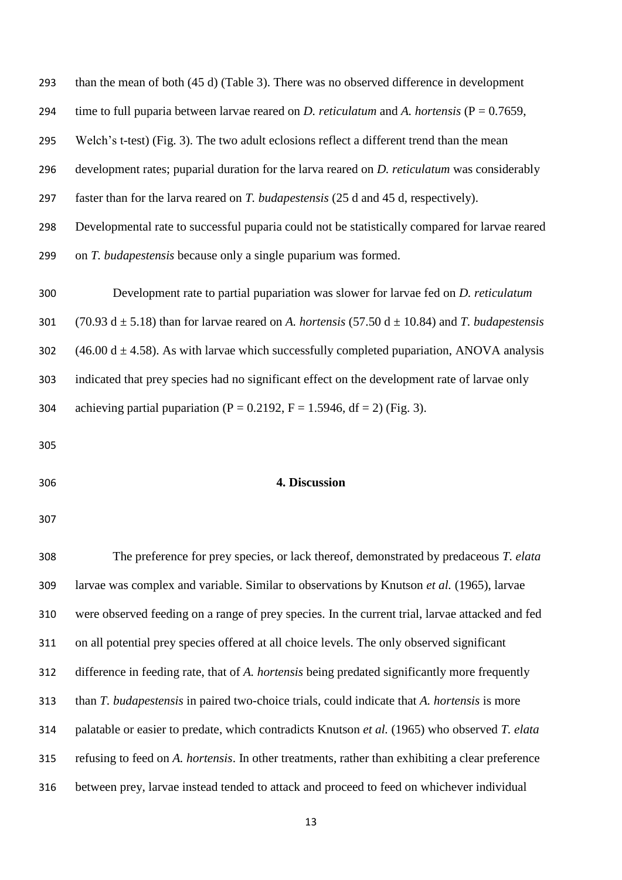than the mean of both (45 d) (Table 3). There was no observed difference in development time to full puparia between larvae reared on *D. reticulatum* and *A. hortensis* ($P = 0.7659$, Welch's t-test) (Fig. 3). The two adult eclosions reflect a different trend than the mean development rates; puparial duration for the larva reared on *D. reticulatum* was considerably faster than for the larva reared on *T. budapestensis* (25 d and 45 d, respectively). Developmental rate to successful puparia could not be statistically compared for larvae reared on *T. budapestensis* because only a single puparium was formed.

Development rate to partial pupariation was slower for larvae fed on *D. reticulatum* (70.93 d $\pm$ 5.18) than for larvae reared on *A. hortensis* (57.50 d $\pm$ 10.84) and *T. budapestensis* (46.00 d $\pm$ 4.58). As with larvae which successfully completed pupariation, ANOVA analysis indicated that prey species had no significant effect on the development rate of larvae only achieving partial pupariation ($P = 0.2192$, $F = 1.5946$, $df = 2$) (Fig. 3).

## 4. Discussion

The preference for prey species, or lack thereof, demonstrated by predaceous *T. elata* larvae was complex and variable. Similar to observations by Knutson *et al.* (1965), larvae were observed feeding on a range of prey species. In the current trial, larvae attacked and fed on all potential prey species offered at all choice levels. The only observed significant difference in feeding rate, that of *A. hortensis* being predated significantly more frequently than *T. budapestensis* in paired two-choice trials, could indicate that *A. hortensis* is more palatable or easier to predate, which contradicts Knutson *et al.* (1965) who observed *T. elata* refusing to feed on *A. hortensis*. In other treatments, rather than exhibiting a clear preference between prey, larvae instead tended to attack and proceed to feed on whichever individual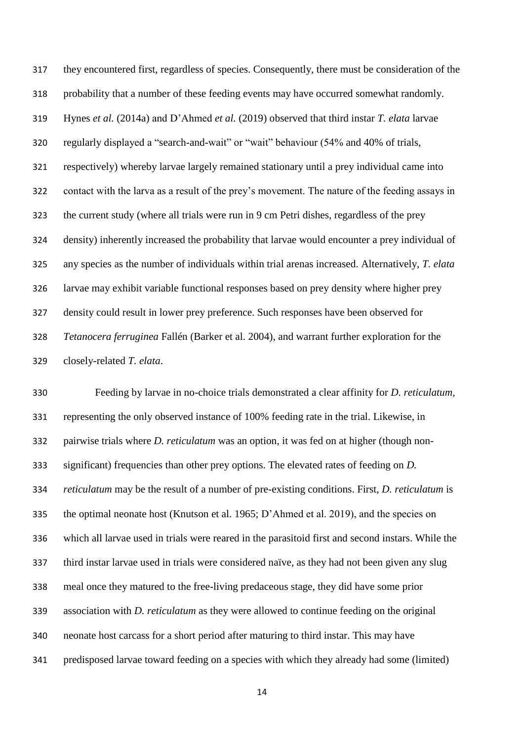they encountered first, regardless of species. Consequently, there must be consideration of the probability that a number of these feeding events may have occurred somewhat randomly. Hynes *et al.* (2014a) and D'Ahmed *et al.* (2019) observed that third instar *T. elata* larvae regularly displayed a "search-and-wait" or "wait" behaviour (54% and 40% of trials, respectively) whereby larvae largely remained stationary until a prey individual came into contact with the larva as a result of the prey's movement. The nature of the feeding assays in the current study (where all trials were run in 9 cm Petri dishes, regardless of the prey density) inherently increased the probability that larvae would encounter a prey individual of any species as the number of individuals within trial arenas increased. Alternatively, *T. elata* larvae may exhibit variable functional responses based on prey density where higher prey density could result in lower prey preference. Such responses have been observed for *Tetanocera ferruginea* Fallén (Barker et al. 2004), and warrant further exploration for the closely-related *T. elata*.

Feeding by larvae in no-choice trials demonstrated a clear affinity for *D. reticulatum*, representing the only observed instance of 100% feeding rate in the trial. Likewise, in pairwise trials where *D. reticulatum* was an option, it was fed on at higher (though non-significant) frequencies than other prey options. The elevated rates of feeding on *D. reticulatum* may be the result of a number of pre-existing conditions. First, *D. reticulatum* is the optimal neonate host (Knutson et al. 1965; D'Ahmed et al. 2019), and the species on which all larvae used in trials were reared in the parasitoid first and second instars. While the third instar larvae used in trials were considered naïve, as they had not been given any slug meal once they matured to the free-living predaceous stage, they did have some prior association with *D. reticulatum* as they were allowed to continue feeding on the original neonate host carcass for a short period after maturing to third instar. This may have predisposed larvae toward feeding on a species with which they already had some (limited)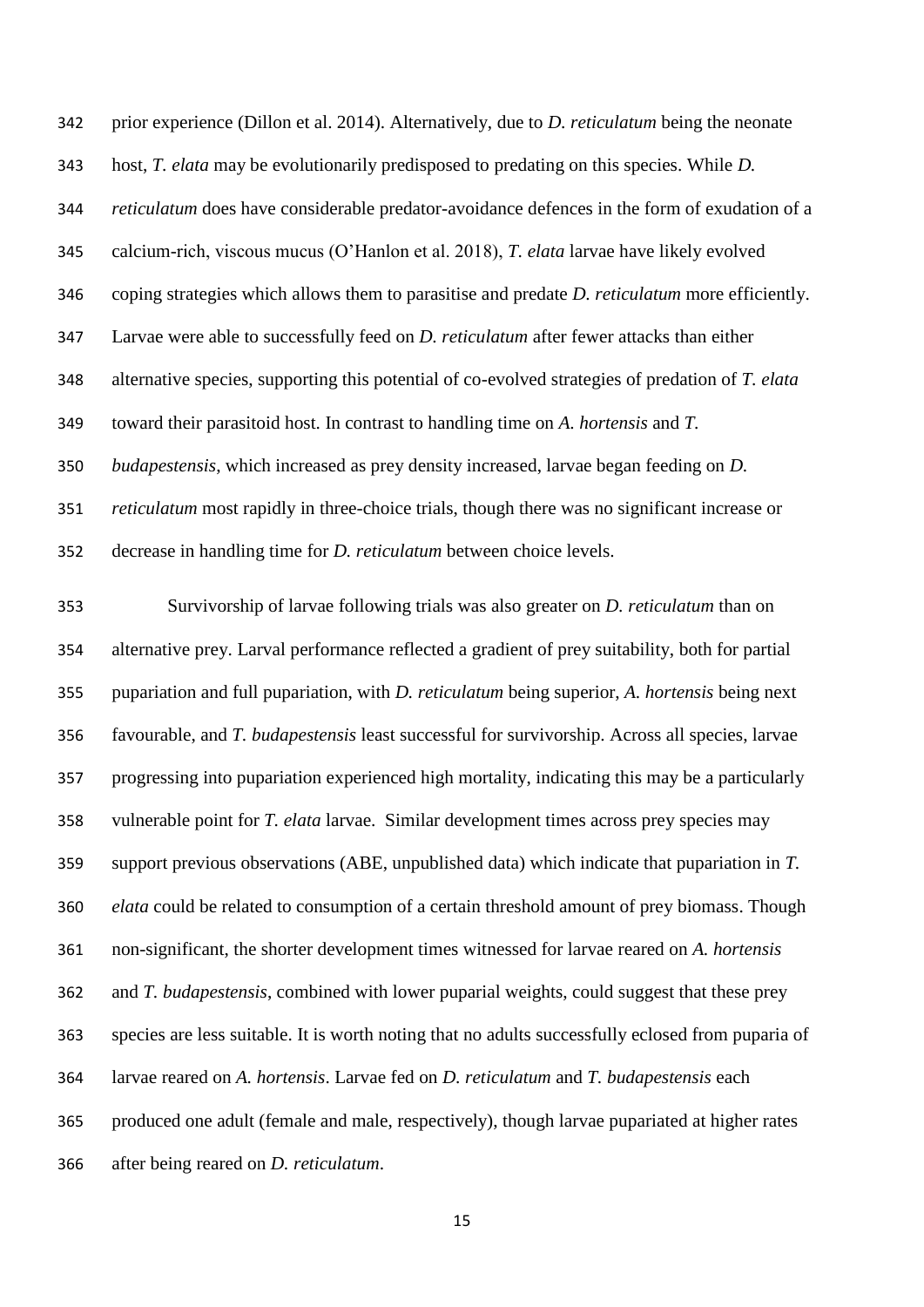prior experience (Dillon et al. 2014). Alternatively, due to *D. reticulatum* being the neonate host, *T. elata* may be evolutionarily predisposed to predating on this species. While *D. reticulatum* does have considerable predator-avoidance defences in the form of exudation of a calcium-rich, viscous mucus (O'Hanlon et al. 2018), *T. elata* larvae have likely evolved coping strategies which allows them to parasitise and predate *D. reticulatum* more efficiently. Larvae were able to successfully feed on *D. reticulatum* after fewer attacks than either alternative species, supporting this potential of co-evolved strategies of predation of *T. elata* toward their parasitoid host. In contrast to handling time on *A. hortensis* and *T. budapestensis*, which increased as prey density increased, larvae began feeding on *D. reticulatum* most rapidly in three-choice trials, though there was no significant increase or decrease in handling time for *D. reticulatum* between choice levels.

Survivorship of larvae following trials was also greater on *D. reticulatum* than on alternative prey. Larval performance reflected a gradient of prey suitability, both for partial pupariation and full pupariation, with *D. reticulatum* being superior, *A. hortensis* being next favourable, and *T. budapestensis* least successful for survivorship. Across all species, larvae progressing into pupariation experienced high mortality, indicating this may be a particularly vulnerable point for *T. elata* larvae. Similar development times across prey species may support previous observations (ABE, unpublished data) which indicate that pupariation in *T. elata* could be related to consumption of a certain threshold amount of prey biomass. Though non-significant, the shorter development times witnessed for larvae reared on *A. hortensis* and *T. budapestensis*, combined with lower puparial weights, could suggest that these prey species are less suitable. It is worth noting that no adults successfully eclosed from puparia of larvae reared on *A. hortensis*. Larvae fed on *D. reticulatum* and *T. budapestensis* each produced one adult (female and male, respectively), though larvae pupariated at higher rates after being reared on *D. reticulatum*.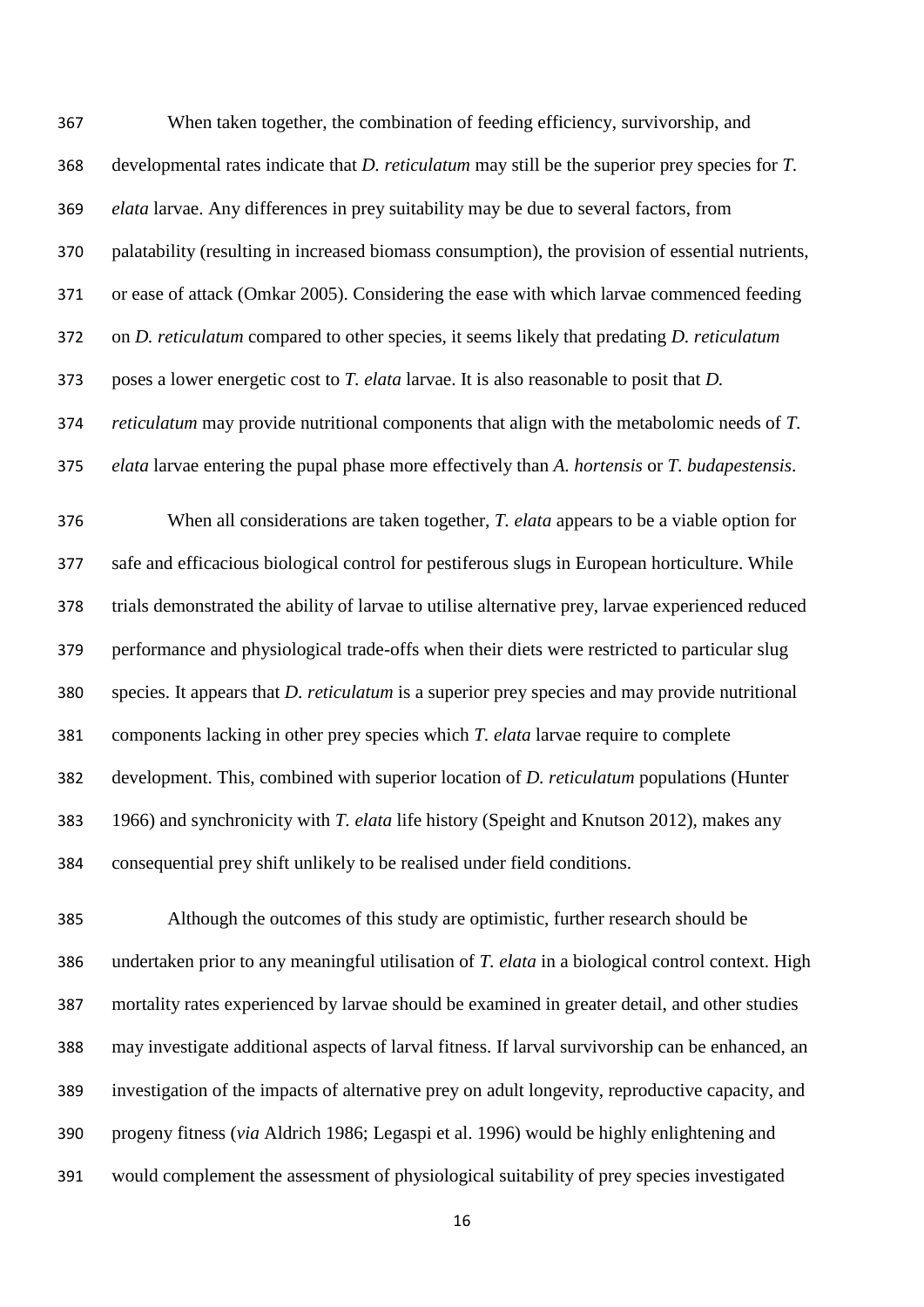When taken together, the combination of feeding efficiency, survivorship, and developmental rates indicate that *D. reticulatum* may still be the superior prey species for *T. elata* larvae. Any differences in prey suitability may be due to several factors, from palatability (resulting in increased biomass consumption), the provision of essential nutrients, or ease of attack (Omkar 2005). Considering the ease with which larvae commenced feeding on *D. reticulatum* compared to other species, it seems likely that predating *D. reticulatum* poses a lower energetic cost to *T. elata* larvae. It is also reasonable to posit that *D. reticulatum* may provide nutritional components that align with the metabolomic needs of *T. elata* larvae entering the pupal phase more effectively than *A. hortensis* or *T. budapestensis*.

When all considerations are taken together, *T. elata* appears to be a viable option for safe and efficacious biological control for pestiferous slugs in European horticulture. While trials demonstrated the ability of larvae to utilise alternative prey, larvae experienced reduced performance and physiological trade-offs when their diets were restricted to particular slug species. It appears that *D. reticulatum* is a superior prey species and may provide nutritional components lacking in other prey species which *T. elata* larvae require to complete development. This, combined with superior location of *D. reticulatum* populations (Hunter 1966) and synchronicity with *T. elata* life history (Speight and Knutson 2012), makes any consequential prey shift unlikely to be realised under field conditions.

Although the outcomes of this study are optimistic, further research should be undertaken prior to any meaningful utilisation of *T. elata* in a biological control context. High mortality rates experienced by larvae should be examined in greater detail, and other studies may investigate additional aspects of larval fitness. If larval survivorship can be enhanced, an investigation of the impacts of alternative prey on adult longevity, reproductive capacity, and progeny fitness (*via* Aldrich 1986; Legaspi et al. 1996) would be highly enlightening and would complement the assessment of physiological suitability of prey species investigated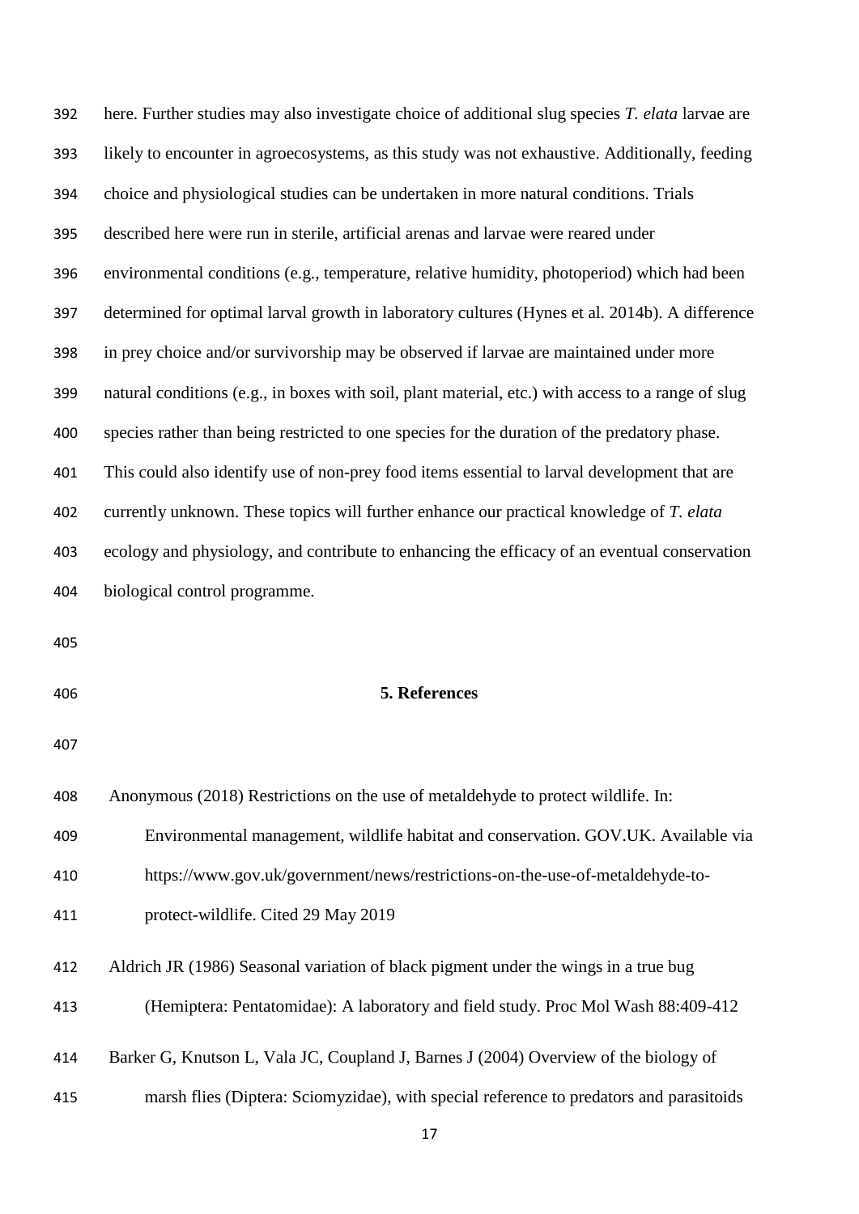here. Further studies may also investigate choice of additional slug species *T. elata* larvae are likely to encounter in agroecosystems, as this study was not exhaustive. Additionally, feeding choice and physiological studies can be undertaken in more natural conditions. Trials described here were run in sterile, artificial arenas and larvae were reared under environmental conditions (e.g., temperature, relative humidity, photoperiod) which had been determined for optimal larval growth in laboratory cultures (Hynes et al. 2014b). A difference in prey choice and/or survivorship may be observed if larvae are maintained under more natural conditions (e.g., in boxes with soil, plant material, etc.) with access to a range of slug species rather than being restricted to one species for the duration of the predatory phase. This could also identify use of non-prey food items essential to larval development that are currently unknown. These topics will further enhance our practical knowledge of *T. elata* ecology and physiology, and contribute to enhancing the efficacy of an eventual conservation biological control programme.

## 5. References

Anonymous (2018) Restrictions on the use of metaldehyde to protect wildlife. In: Environmental management, wildlife habitat and conservation. GOV.UK. Available via https://www.gov.uk/government/news/restrictions-on-the-use-of-metaldehyde-to-protect-wildlife. Cited 29 May 2019

Aldrich JR (1986) Seasonal variation of black pigment under the wings in a true bug (Hemiptera: Pentatomidae): A laboratory and field study. Proc Mol Wash 88:409-412

Barker G, Knutson L, Vala JC, Coupland J, Barnes J (2004) Overview of the biology of marsh flies (Diptera: Sciomyzidae), with special reference to predators and parasitoids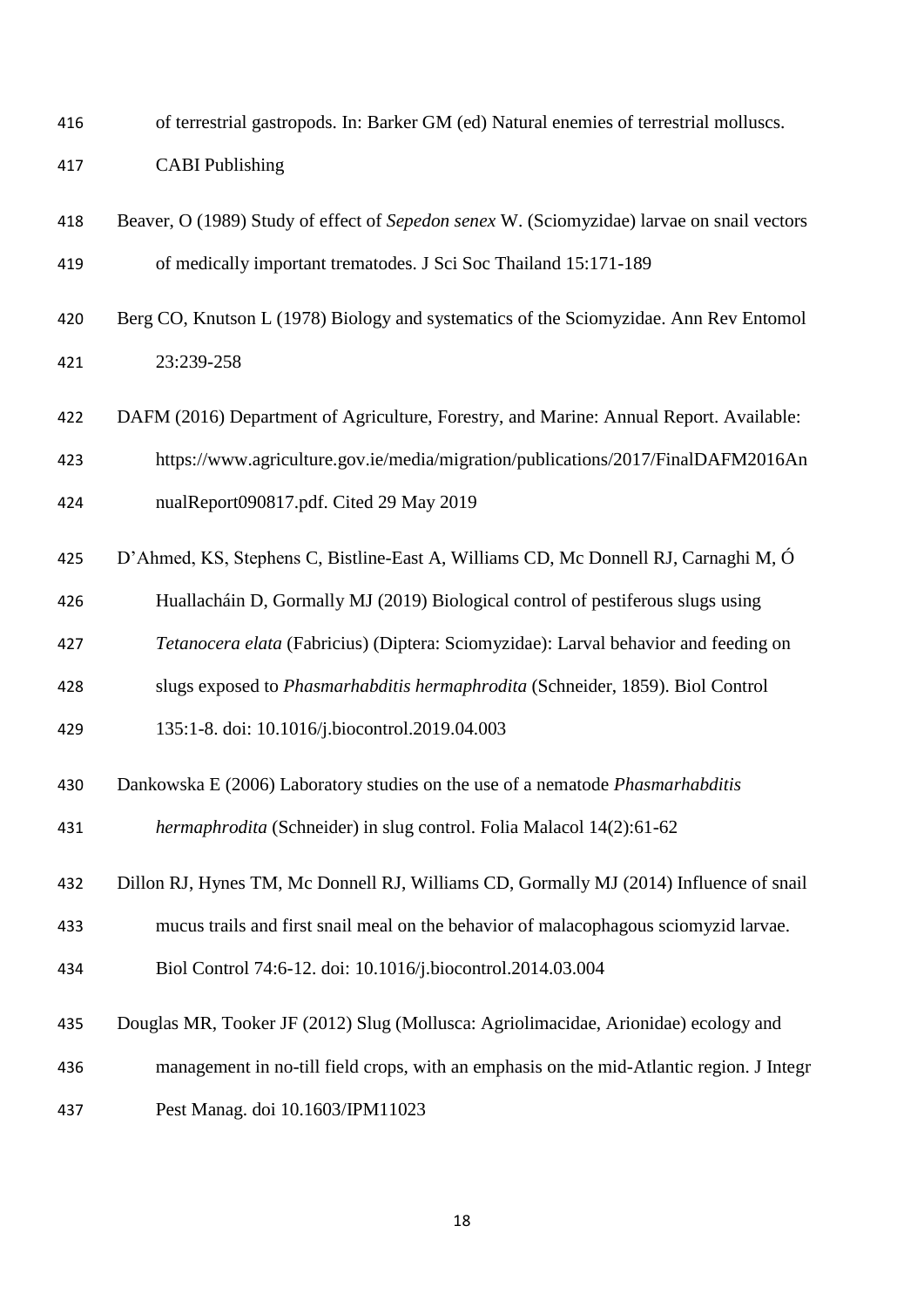of terrestrial gastropods. In: Barker GM (ed) Natural enemies of terrestrial molluscs. CABI Publishing

Beaver, O (1989) Study of effect of *Sepedon senex* W. (Sciomyzidae) larvae on snail vectors of medically important trematodes. J Sci Soc Thailand 15:171-189

Berg CO, Knutson L (1978) Biology and systematics of the Sciomyzidae. Ann Rev Entomol 23:239-258

DAFM (2016) Department of Agriculture, Forestry, and Marine: Annual Report. Available: https://www.agriculture.gov.ie/media/migration/publications/2017/FinalDAFM2016AnnualReport090817.pdf. Cited 29 May 2019

D'Ahmed, KS, Stephens C, Bistline-East A, Williams CD, Mc Donnell RJ, Carnaghi M, Ó Huallacháin D, Gormally MJ (2019) Biological control of pestiferous slugs using *Tetanocera elata* (Fabricius) (Diptera: Sciomyzidae): Larval behavior and feeding on slugs exposed to *Phasmarhabditis hermaphrodita* (Schneider, 1859). Biol Control 135:1-8. doi: 10.1016/j.biocontrol.2019.04.003

Dankowska E (2006) Laboratory studies on the use of a nematode *Phasmarhabditis hermaphrodita* (Schneider) in slug control. Folia Malacol 14(2):61-62

Dillon RJ, Hynes TM, Mc Donnell RJ, Williams CD, Gormally MJ (2014) Influence of snail mucus trails and first snail meal on the behavior of malacophagous sciomyzid larvae. Biol Control 74:6-12. doi: 10.1016/j.biocontrol.2014.03.004

Douglas MR, Tooker JF (2012) Slug (Mollusca: Agriolimacidae, Arionidae) ecology and management in no-till field crops, with an emphasis on the mid-Atlantic region. J Integr Pest Manag. doi 10.1603/IPM11023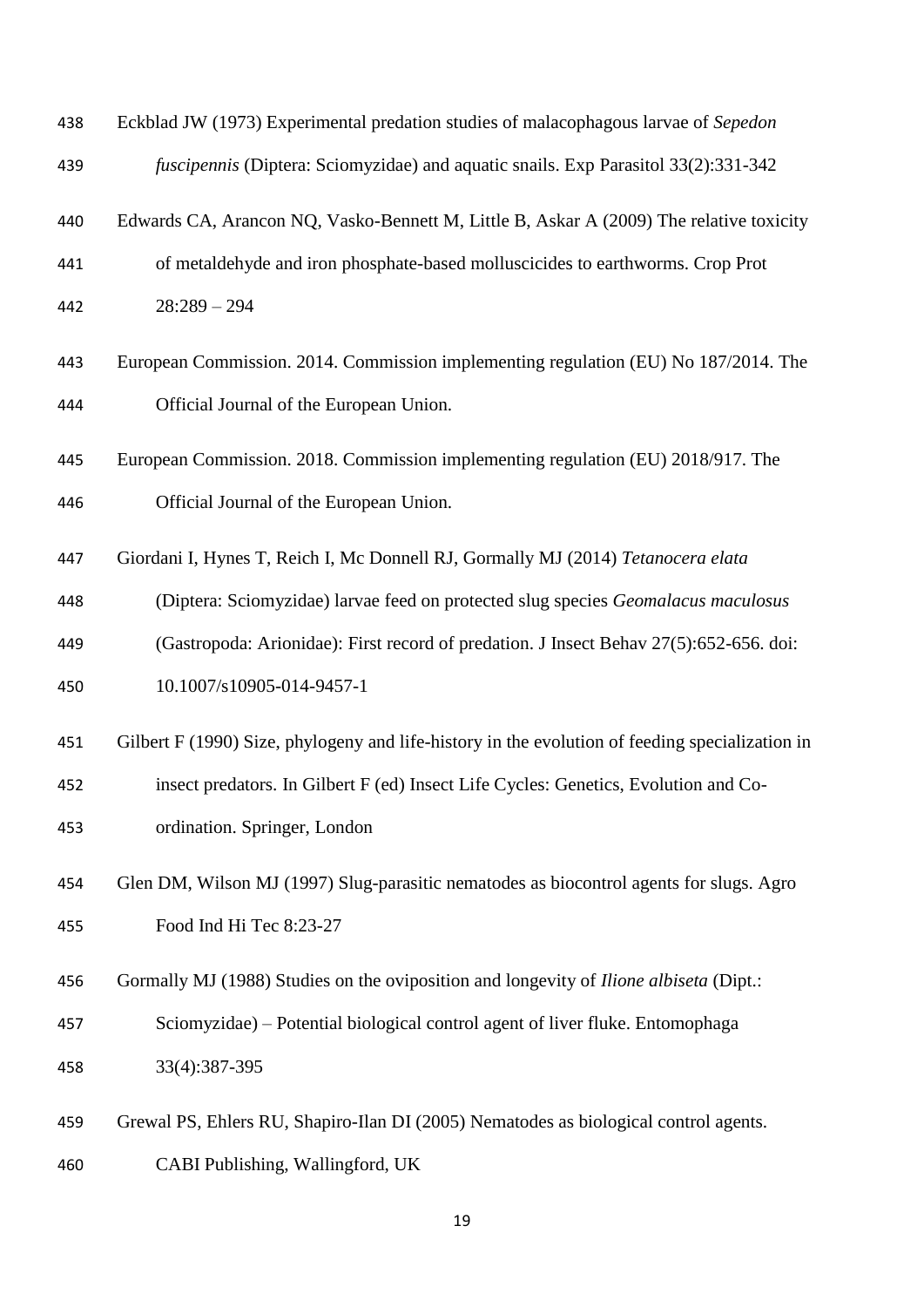Eckblad JW (1973) Experimental predation studies of malacophagous larvae of *Sepedon fuscipennis* (Diptera: Sciomyzidae) and aquatic snails. Exp Parasitol 33(2):331-342

Edwards CA, Arancon NQ, Vasko-Bennett M, Little B, Askar A (2009) The relative toxicity of metaldehyde and iron phosphate-based molluscicides to earthworms. Crop Prot 28:289 – 294

European Commission. 2014. Commission implementing regulation (EU) No 187/2014. The Official Journal of the European Union.

European Commission. 2018. Commission implementing regulation (EU) 2018/917. The Official Journal of the European Union.

Giordani I, Hynes T, Reich I, Mc Donnell RJ, Gormally MJ (2014) *Tetanocera elata* (Diptera: Sciomyzidae) larvae feed on protected slug species *Geomalacus maculosus* (Gastropoda: Arionidae): First record of predation. J Insect Behav 27(5):652-656. doi: 10.1007/s10905-014-9457-1

Gilbert F (1990) Size, phylogeny and life-history in the evolution of feeding specialization in insect predators. In Gilbert F (ed) Insect Life Cycles: Genetics, Evolution and Co-ordination. Springer, London

Glen DM, Wilson MJ (1997) Slug-parasitic nematodes as biocontrol agents for slugs. Agro Food Ind Hi Tec 8:23-27

Gormally MJ (1988) Studies on the oviposition and longevity of *Ilione albiseta* (Dipt.: Sciomyzidae) – Potential biological control agent of liver fluke. Entomophaga 33(4):387-395

Grewal PS, Ehlers RU, Shapiro-Ilan DI (2005) Nematodes as biological control agents. CABI Publishing, Wallingford, UK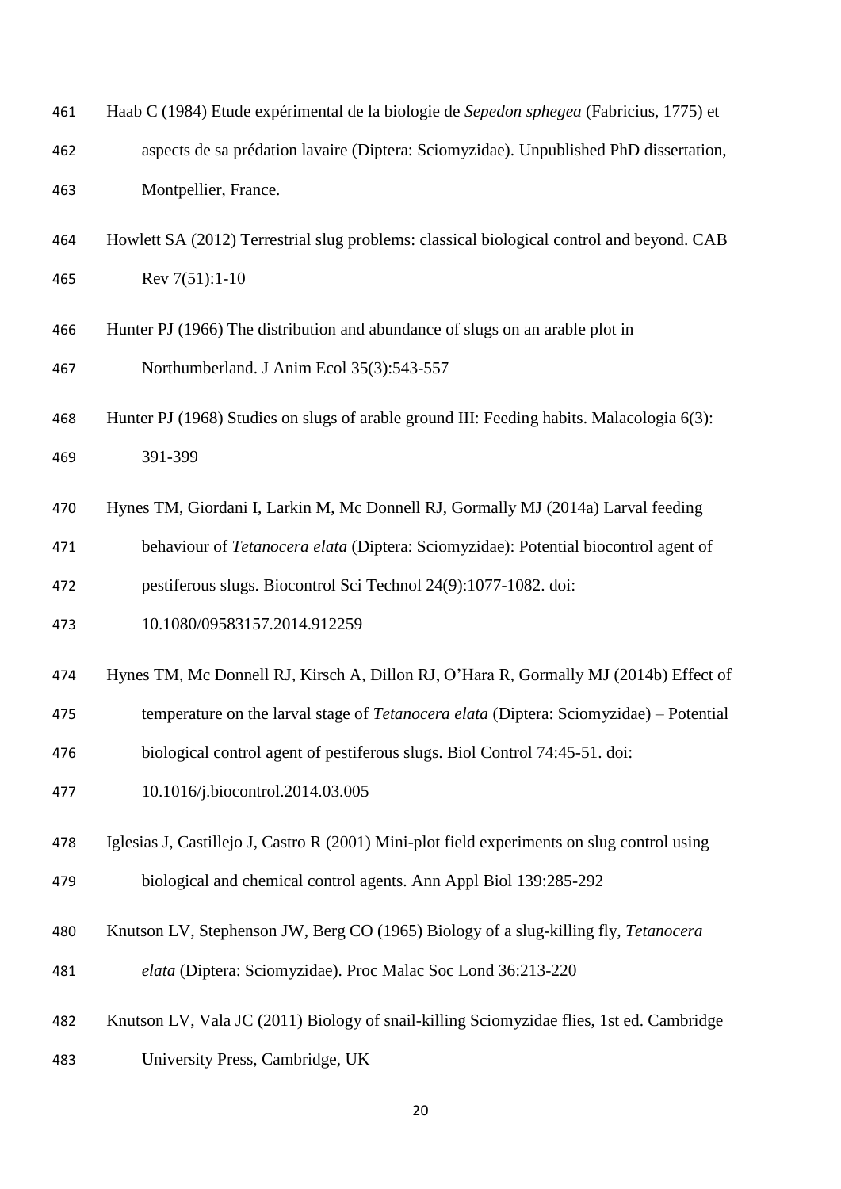Haab C (1984) Etude expérimental de la biologie de *Sepedon sphegea* (Fabricius, 1775) et aspects de sa prédation lavaire (Diptera: Sciomyzidae). Unpublished PhD dissertation, Montpellier, France.

Howlett SA (2012) Terrestrial slug problems: classical biological control and beyond. CAB Rev 7(51):1-10

Hunter PJ (1966) The distribution and abundance of slugs on an arable plot in Northumberland. J Anim Ecol 35(3):543-557

Hunter PJ (1968) Studies on slugs of arable ground III: Feeding habits. Malacologia 6(3): 391-399

Hynes TM, Giordani I, Larkin M, Mc Donnell RJ, Gormally MJ (2014a) Larval feeding behaviour of *Tetanocera elata* (Diptera: Sciomyzidae): Potential biocontrol agent of pestiferous slugs. Biocontrol Sci Technol 24(9):1077-1082. doi: 10.1080/09583157.2014.912259

Hynes TM, Mc Donnell RJ, Kirsch A, Dillon RJ, O'Hara R, Gormally MJ (2014b) Effect of temperature on the larval stage of *Tetanocera elata* (Diptera: Sciomyzidae) – Potential biological control agent of pestiferous slugs. Biol Control 74:45-51. doi: 10.1016/j.biocontrol.2014.03.005

Iglesias J, Castillejo J, Castro R (2001) Mini-plot field experiments on slug control using biological and chemical control agents. Ann Appl Biol 139:285-292

Knutson LV, Stephenson JW, Berg CO (1965) Biology of a slug-killing fly, *Tetanocera elata* (Diptera: Sciomyzidae). Proc Malac Soc Lond 36:213-220

Knutson LV, Vala JC (2011) Biology of snail-killing Sciomyzidae flies, 1st ed. Cambridge University Press, Cambridge, UK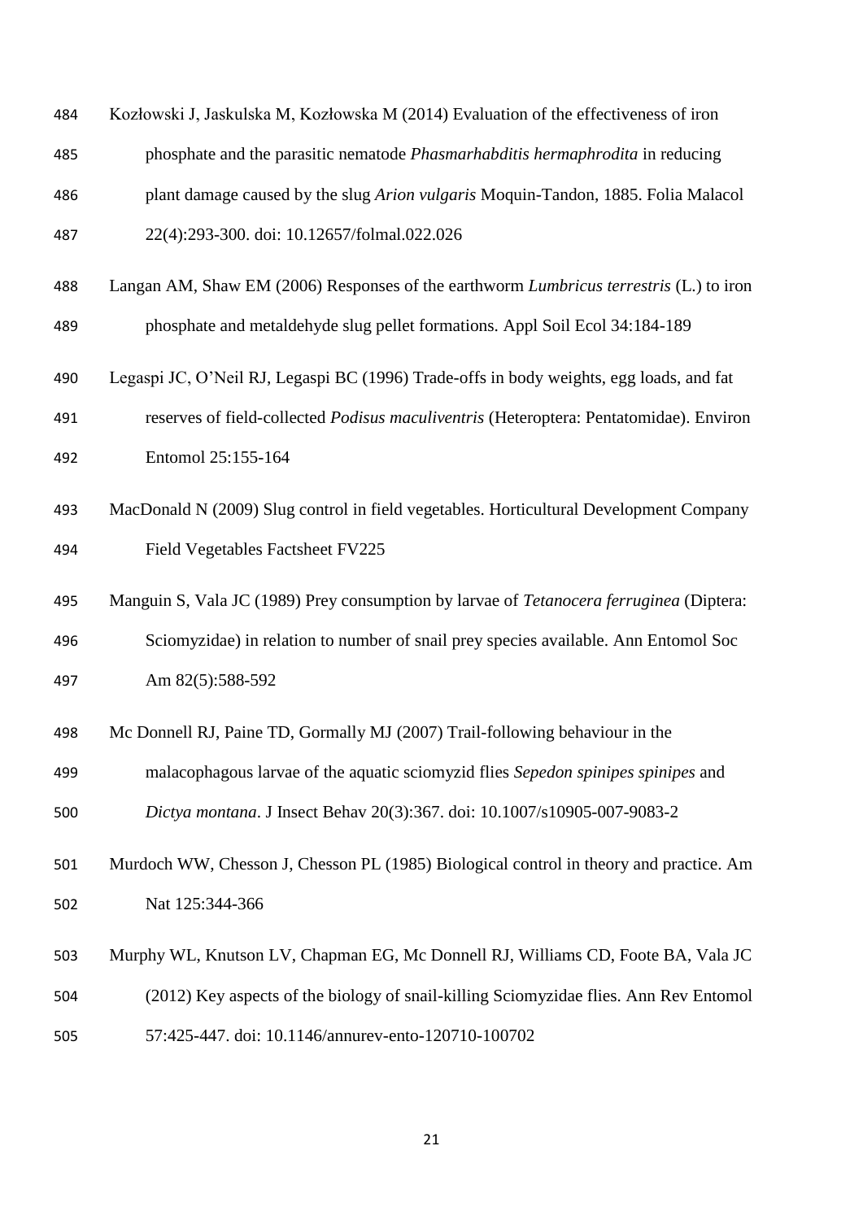Kozłowski J, Jaskulska M, Kozłowska M (2014) Evaluation of the effectiveness of iron phosphate and the parasitic nematode *Phasmarhabditis hermaphrodita* in reducing plant damage caused by the slug *Arion vulgaris* Moquin-Tandon, 1885. Folia Malacol 22(4):293-300. doi: 10.12657/folmal.022.026

Langan AM, Shaw EM (2006) Responses of the earthworm *Lumbricus terrestris* (L.) to iron phosphate and metaldehyde slug pellet formations. Appl Soil Ecol 34:184-189

Legaspi JC, O'Neil RJ, Legaspi BC (1996) Trade-offs in body weights, egg loads, and fat reserves of field-collected *Podisus maculiventris* (Heteroptera: Pentatomidae). Environ Entomol 25:155-164

MacDonald N (2009) Slug control in field vegetables. Horticultural Development Company Field Vegetables Factsheet FV225

Manguin S, Vala JC (1989) Prey consumption by larvae of *Tetanocera ferruginea* (Diptera: Sciomyzidae) in relation to number of snail prey species available. Ann Entomol Soc Am 82(5):588-592

Mc Donnell RJ, Paine TD, Gormally MJ (2007) Trail-following behaviour in the malacophagous larvae of the aquatic sciomyzid flies *Sepedon spinipes spinipes* and *Dictya montana*. J Insect Behav 20(3):367. doi: 10.1007/s10905-007-9083-2

Murdoch WW, Chesson J, Chesson PL (1985) Biological control in theory and practice. Am Nat 125:344-366

Murphy WL, Knutson LV, Chapman EG, Mc Donnell RJ, Williams CD, Foote BA, Vala JC (2012) Key aspects of the biology of snail-killing Sciomyzidae flies. Ann Rev Entomol 57:425-447. doi: 10.1146/annurev-ento-120710-100702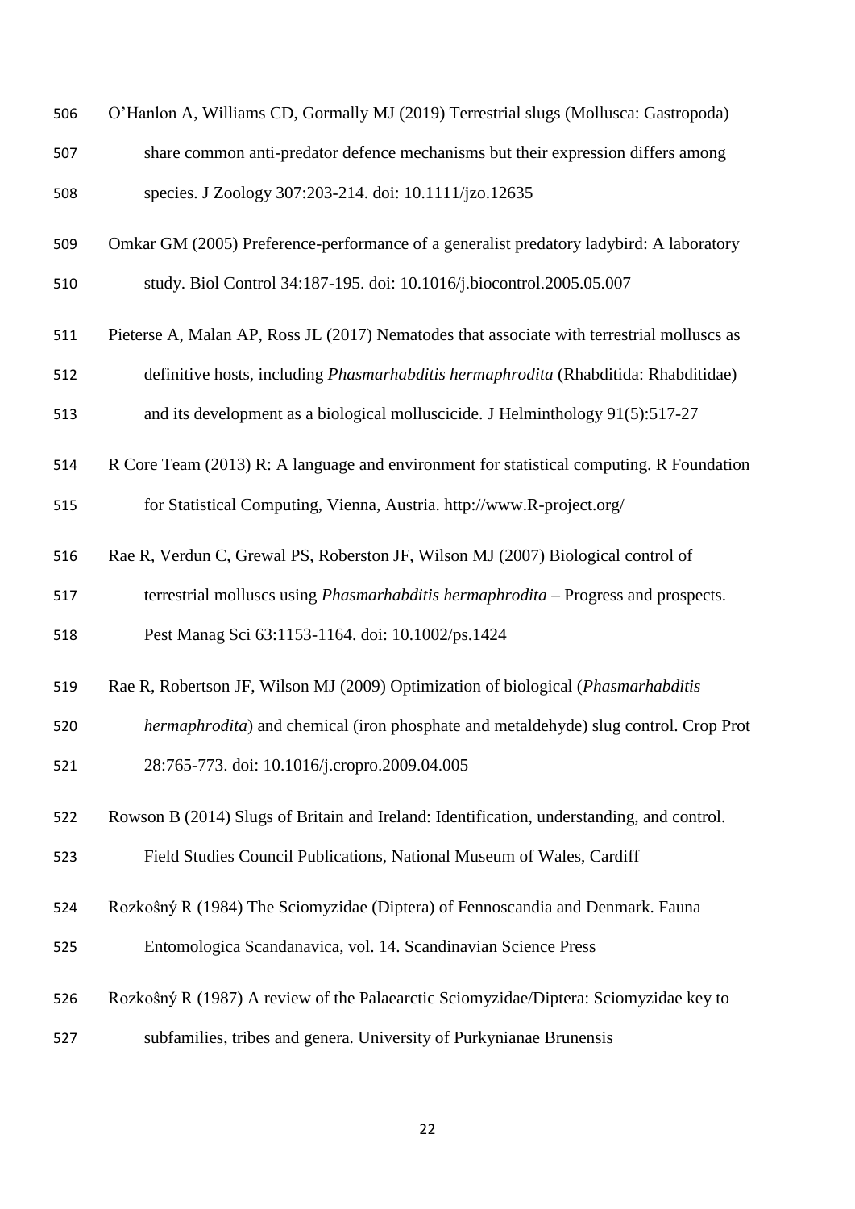O'Hanlon A, Williams CD, Gormally MJ (2019) Terrestrial slugs (Mollusca: Gastropoda) share common anti-predator defence mechanisms but their expression differs among species. J Zoology 307:203-214. doi: 10.1111/jzo.12635

Omkar GM (2005) Preference-performance of a generalist predatory ladybird: A laboratory study. Biol Control 34:187-195. doi: 10.1016/j.biocontrol.2005.05.007

Pieterse A, Malan AP, Ross JL (2017) Nematodes that associate with terrestrial molluscs as definitive hosts, including *Phasmarhabditis hermaphrodita* (Rhabditida: Rhabditidae) and its development as a biological molluscicide. J Helminthology 91(5):517-27

R Core Team (2013) R: A language and environment for statistical computing. R Foundation for Statistical Computing, Vienna, Austria. http://www.R-project.org/

Rae R, Verdun C, Grewal PS, Roberston JF, Wilson MJ (2007) Biological control of terrestrial molluscs using *Phasmarhabditis hermaphrodita* – Progress and prospects. Pest Manag Sci 63:1153-1164. doi: 10.1002/ps.1424

Rae R, Robertson JF, Wilson MJ (2009) Optimization of biological (*Phasmarhabditis hermaphrodita*) and chemical (iron phosphate and metaldehyde) slug control. Crop Prot 28:765-773. doi: 10.1016/j.cropro.2009.04.005

Rowson B (2014) Slugs of Britain and Ireland: Identification, understanding, and control. Field Studies Council Publications, National Museum of Wales, Cardiff

Rozkošný R (1984) The Sciomyzidae (Diptera) of Fennoscandia and Denmark. Fauna Entomologica Scandanavica, vol. 14. Scandinavian Science Press

Rozkošný R (1987) A review of the Palaearctic Sciomyzidae/Diptera: Sciomyzidae key to subfamilies, tribes and genera. University of Purkynianae Brunensis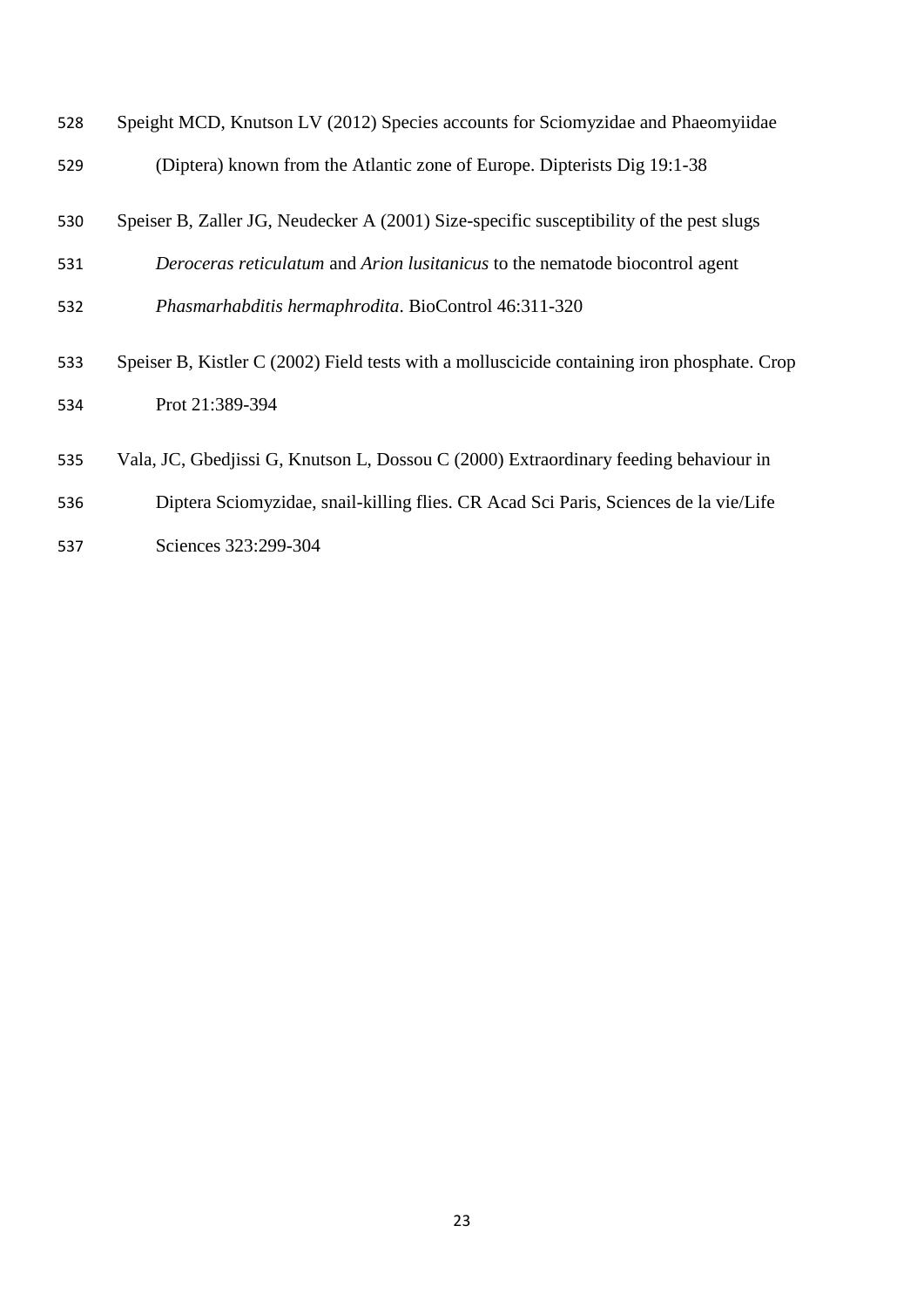Speight MCD, Knutson LV (2012) Species accounts for Sciomyzidae and Phaeomyiidae (Diptera) known from the Atlantic zone of Europe. Dipterists Dig 19:1-38

Speiser B, Zaller JG, Neudecker A (2001) Size-specific susceptibility of the pest slugs *Deroceras reticulatum* and *Arion lusitanicus* to the nematode biocontrol agent *Phasmarhabditis hermaphrodita*. BioControl 46:311-320

Speiser B, Kistler C (2002) Field tests with a molluscicide containing iron phosphate. Crop Prot 21:389-394

Vala, JC, Gbedjissi G, Knutson L, Dossou C (2000) Extraordinary feeding behaviour in Diptera Sciomyzidae, snail-killing flies. CR Acad Sci Paris, Sciences de la vie/Life Sciences 323:299-304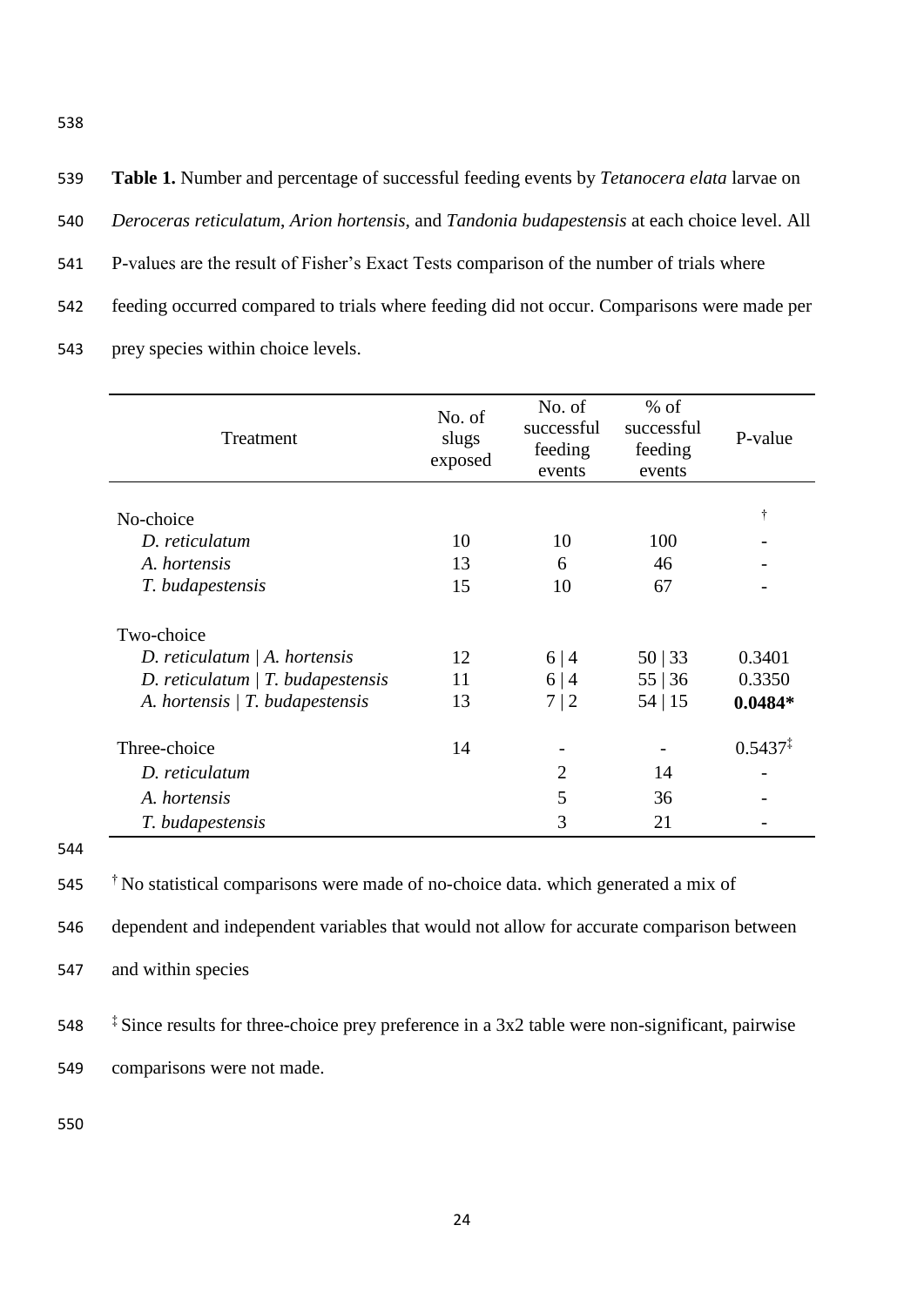**Table 1.** Number and percentage of successful feeding events by *Tetanocera elata* larvae on *Deroceras reticulatum*, *Arion hortensis*, and *Tandonia budapestensis* at each choice level. All P-values are the result of Fisher's Exact Tests comparison of the number of trials where feeding occurred compared to trials where feeding did not occur. Comparisons were made per prey species within choice levels.

| Treatment | No. of slugs exposed | No. of successful feeding events | % of successful feeding events | P-value |
|---|---|---|---|---|
| No-choice | | | | † |
| *D. reticulatum* | 10 | 10 | 100 | - |
| *A. hortensis* | 13 | 6 | 46 | - |
| *T. budapestensis* | 15 | 10 | 67 | - |
| Two-choice | | | | |
| *D. reticulatum* \| *A. hortensis* | 12 | 6 \| 4 | 50 \| 33 | 0.3401 |
| *D. reticulatum* \| *T. budapestensis* | 11 | 6 \| 4 | 55 \| 36 | 0.3350 |
| *A. hortensis* \| *T. budapestensis* | 13 | 7 \| 2 | 54 \| 15 | **0.0484*** |
| Three-choice | 14 | - | - | 0.5437‡ |
| *D. reticulatum* | | 2 | 14 | - |
| *A. hortensis* | | 5 | 36 | - |
| *T. budapestensis* | | 3 | 21 | - |

† No statistical comparisons were made of no-choice data. which generated a mix of dependent and independent variables that would not allow for accurate comparison between and within species

‡ Since results for three-choice prey preference in a 3x2 table were non-significant, pairwise comparisons were not made.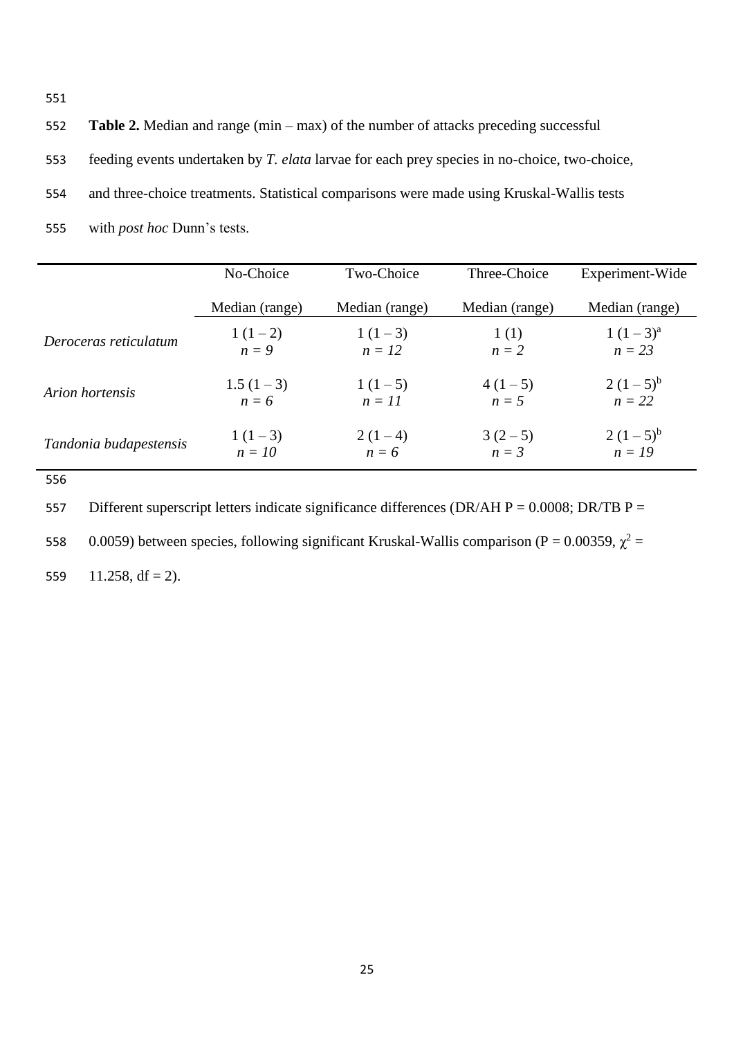**Table 2.** Median and range (min – max) of the number of attacks preceding successful feeding events undertaken by *T. elata* larvae for each prey species in no-choice, two-choice, and three-choice treatments. Statistical comparisons were made using Kruskal-Wallis tests with *post hoc* Dunn's tests.

| | No-Choice | Two-Choice | Three-Choice | Experiment-Wide |
|---|---|---|---|---|
| | Median (range) | Median (range) | Median (range) | Median (range) |
| *Deroceras reticulatum* | 1 (1 – 2) *n = 9* | 1 (1 – 3) *n = 12* | 1 (1) *n = 2* | 1 (1 – 3)[a] *n = 23* |
| *Arion hortensis* | 1.5 (1 – 3) *n = 6* | 1 (1 – 5) *n = 11* | 4 (1 – 5) *n = 5* | 2 (1 – 5)[b] *n = 22* |
| *Tandonia budapestensis* | 1 (1 – 3) *n = 10* | 2 (1 – 4) *n = 6* | 3 (2 – 5) *n = 3* | 2 (1 – 5)[b] *n = 19* |

Different superscript letters indicate significance differences (DR/AH P = 0.0008; DR/TB P = 0.0059) between species, following significant Kruskal-Wallis comparison (P = 0.00359, $\chi^2$ = 11.258, df = 2).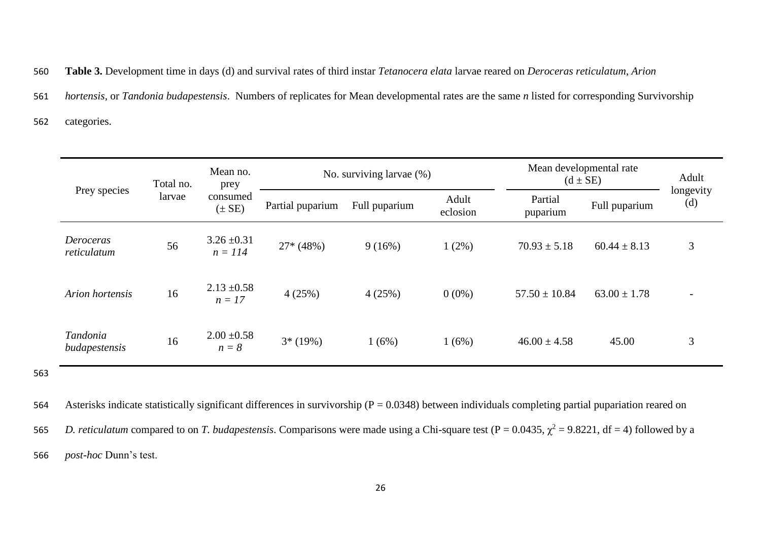**Table 3.** Development time in days (d) and survival rates of third instar *Tetanocera elata* larvae reared on *Deroceras reticulatum*, *Arion hortensis*, or *Tandonia budapestensis*. Numbers of replicates for Mean developmental rates are the same *n* listed for corresponding Survivorship categories.

| Prey species | Total no. larvae | Mean no. prey consumed (± SE) | No. surviving larvae (%) | | | Mean developmental rate (d ± SE) | | Adult longevity (d) |
|---|---|---|---|---|---|---|---|---|
| | | | Partial puparium | Full puparium | Adult eclosion | Partial puparium | Full puparium | |
| *Deroceras reticulatum* | 56 | 3.26 ±0.31 *n = 114* | 27* (48%) | 9 (16%) | 1 (2%) | 70.93 ± 5.18 | 60.44 ± 8.13 | 3 |
| *Arion hortensis* | 16 | 2.13 ±0.58 *n = 17* | 4 (25%) | 4 (25%) | 0 (0%) | 57.50 ± 10.84 | 63.00 ± 1.78 | - |
| *Tandonia budapestensis* | 16 | 2.00 ±0.58 *n = 8* | 3* (19%) | 1 (6%) | 1 (6%) | 46.00 ± 4.58 | 45.00 | 3 |

Asterisks indicate statistically significant differences in survivorship ($P = 0.0348$) between individuals completing partial pupariation reared on *D. reticulatum* compared to on *T. budapestensis*. Comparisons were made using a Chi-square test ($P = 0.0435$, $\chi^2 = 9.8221$, df = 4) followed by a *post-hoc* Dunn's test.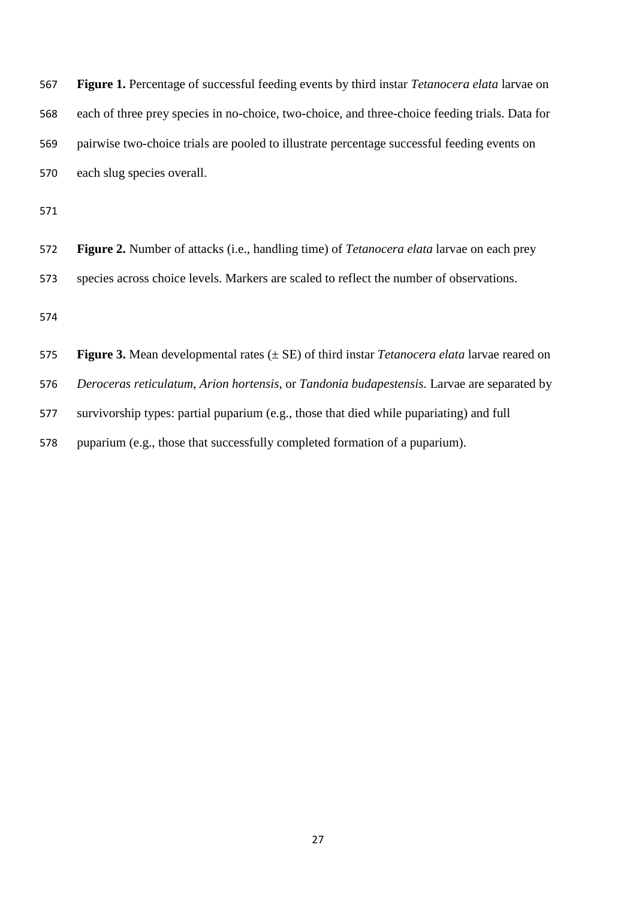**Figure 1.** Percentage of successful feeding events by third instar *Tetanocera elata* larvae on each of three prey species in no-choice, two-choice, and three-choice feeding trials. Data for pairwise two-choice trials are pooled to illustrate percentage successful feeding events on each slug species overall.

**Figure 2.** Number of attacks (i.e., handling time) of *Tetanocera elata* larvae on each prey species across choice levels. Markers are scaled to reflect the number of observations.

**Figure 3.** Mean developmental rates (± SE) of third instar *Tetanocera elata* larvae reared on *Deroceras reticulatum*, *Arion hortensis*, or *Tandonia budapestensis*. Larvae are separated by survivorship types: partial puparium (e.g., those that died while pupariating) and full puparium (e.g., those that successfully completed formation of a puparium).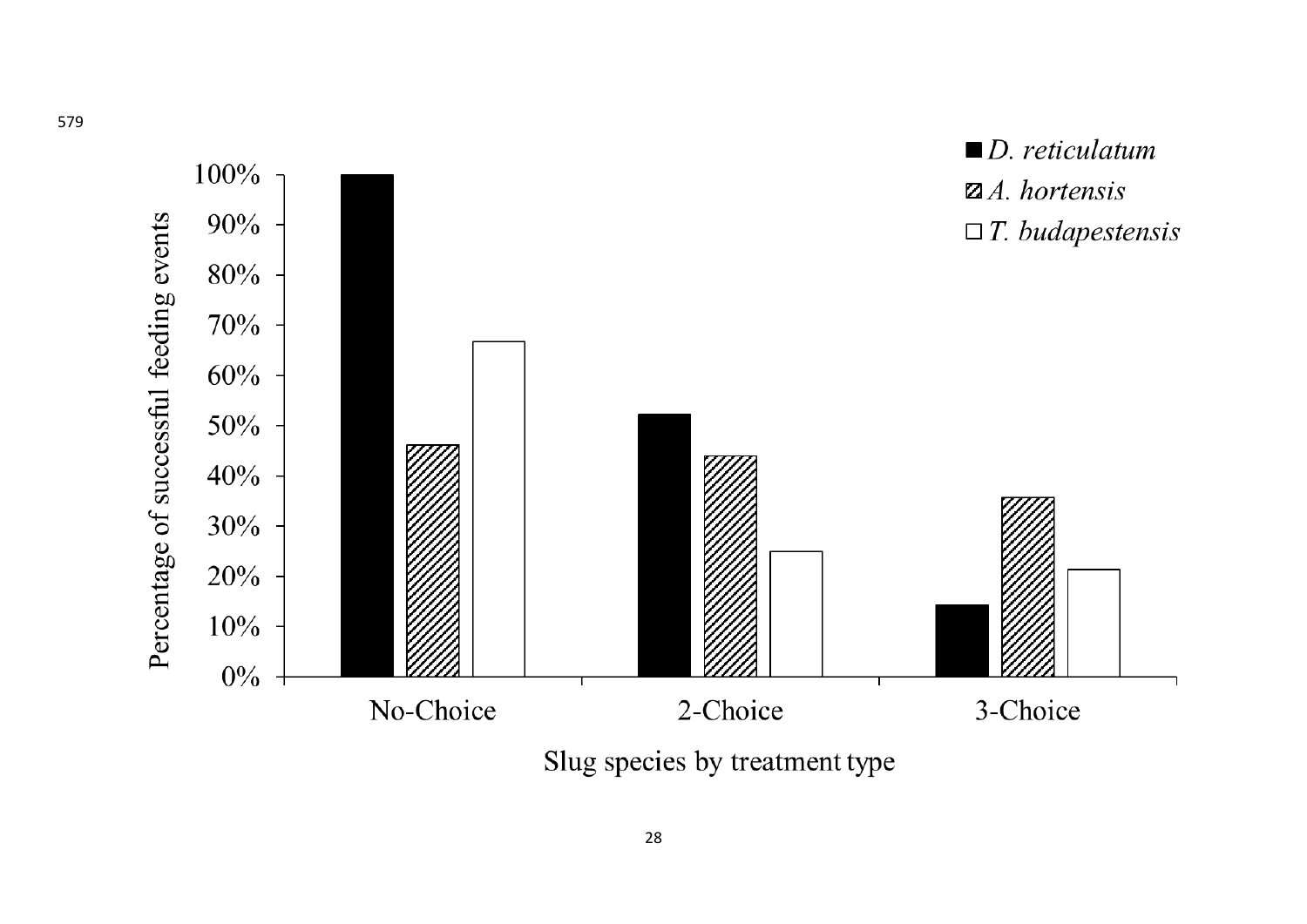■ *D. reticulatum*
▨ *A. hortensis*
□ *T. budapestensis*

Percentage of successful feeding events

100%
90%
80%
70%
60%
50%
40%
30%
20%
10%
0%

No-Choice | 2-Choice | 3-Choice

Slug species by treatment type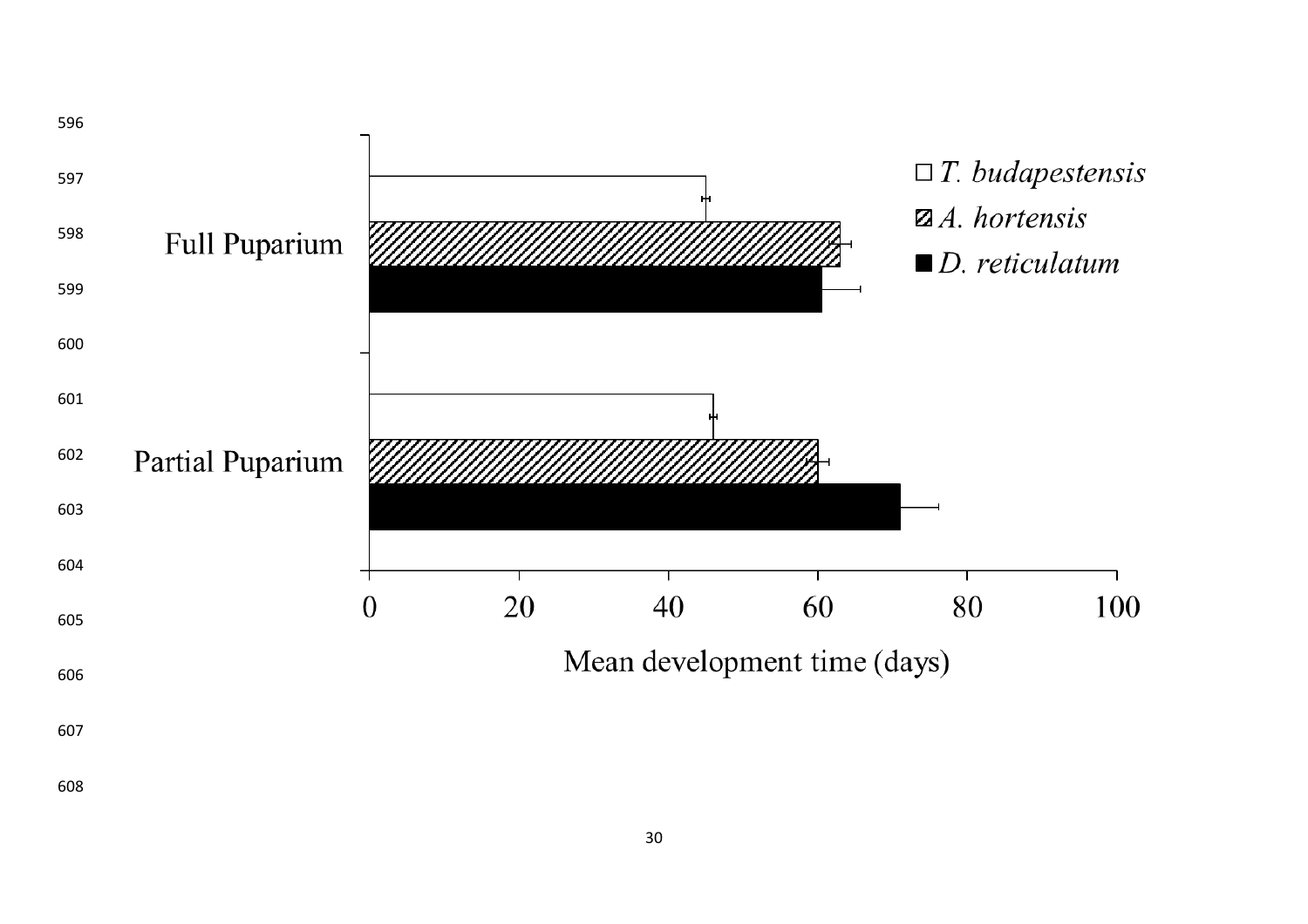Full Puparium

Partial Puparium

□ *T. budapestensis*
▨ *A. hortensis*
■ *D. reticulatum*

0 20 40 60 80 100

Mean development time (days)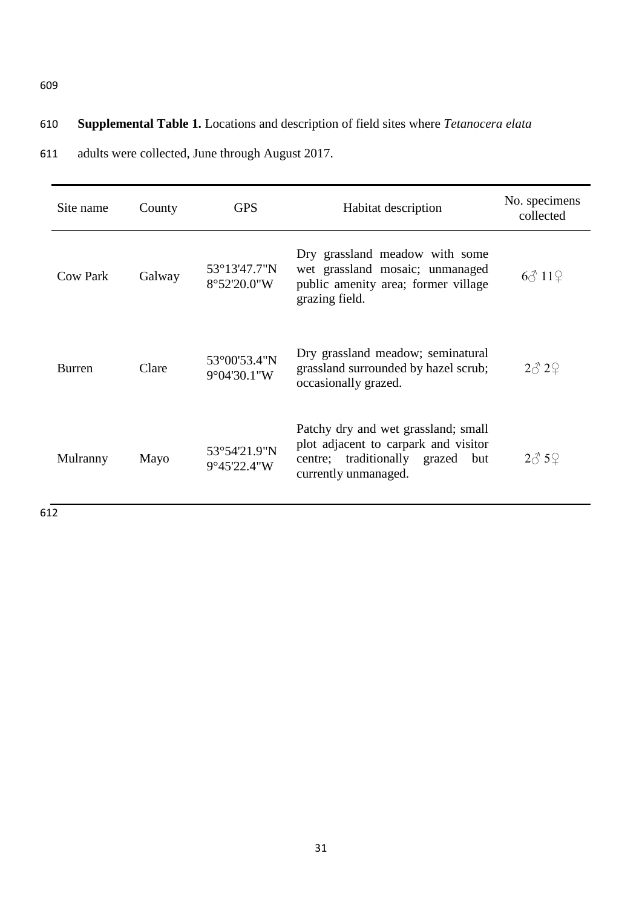**Supplemental Table 1.** Locations and description of field sites where *Tetanocera elata* adults were collected, June through August 2017.

| Site name | County | GPS | Habitat description | No. specimens collected |
|---|---|---|---|---|
| Cow Park | Galway | 53°13'47.7"N 8°52'20.0"W | Dry grassland meadow with some wet grassland mosaic; unmanaged public amenity area; former village grazing field. | 6♂ 11♀ |
| Burren | Clare | 53°00'53.4"N 9°04'30.1"W | Dry grassland meadow; seminatural grassland surrounded by hazel scrub; occasionally grazed. | 2♂ 2♀ |
| Mulranny | Mayo | 53°54'21.9"N 9°45'22.4"W | Patchy dry and wet grassland; small plot adjacent to carpark and visitor centre; traditionally grazed but currently unmanaged. | 2♂ 5♀ |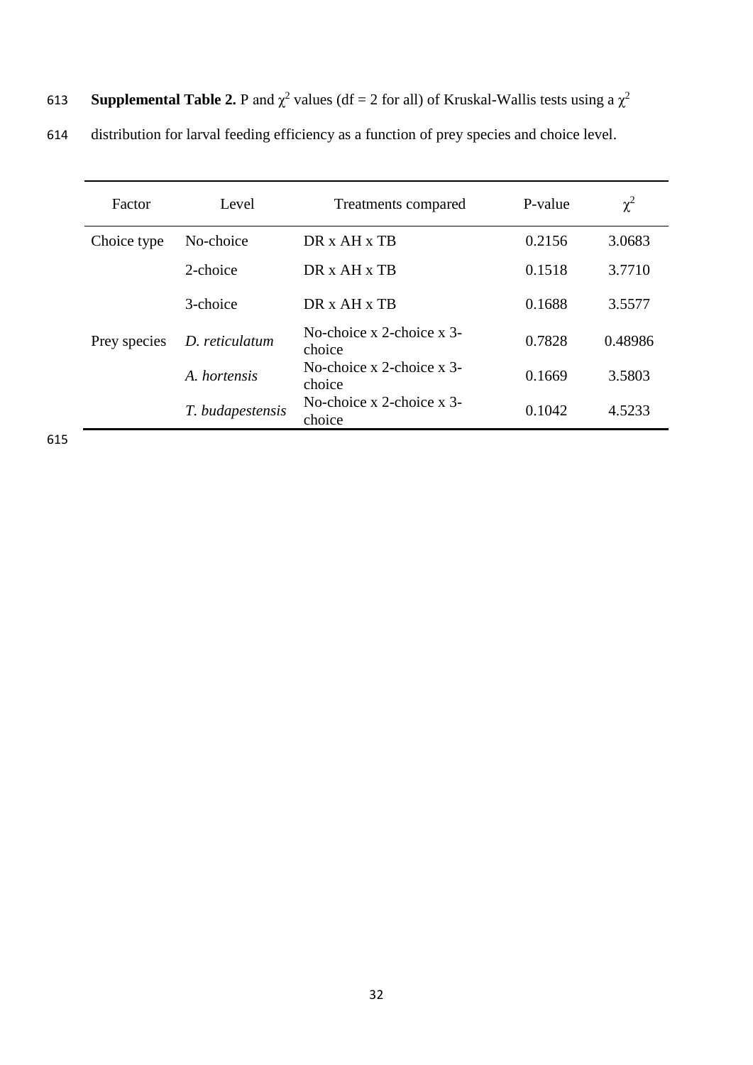**Supplemental Table 2.** P and $\chi^2$ values (df = 2 for all) of Kruskal-Wallis tests using a $\chi^2$ distribution for larval feeding efficiency as a function of prey species and choice level.

| Factor | Level | Treatments compared | P-value | $\chi^2$ |
|---|---|---|---|---|
| Choice type | No-choice | DR x AH x TB | 0.2156 | 3.0683 |
| | 2-choice | DR x AH x TB | 0.1518 | 3.7710 |
| | 3-choice | DR x AH x TB | 0.1688 | 3.5577 |
| Prey species | *D. reticulatum* | No-choice x 2-choice x 3-choice | 0.7828 | 0.48986 |
| | *A. hortensis* | No-choice x 2-choice x 3-choice | 0.1669 | 3.5803 |
| | *T. budapestensis* | No-choice x 2-choice x 3-choice | 0.1042 | 4.5233 |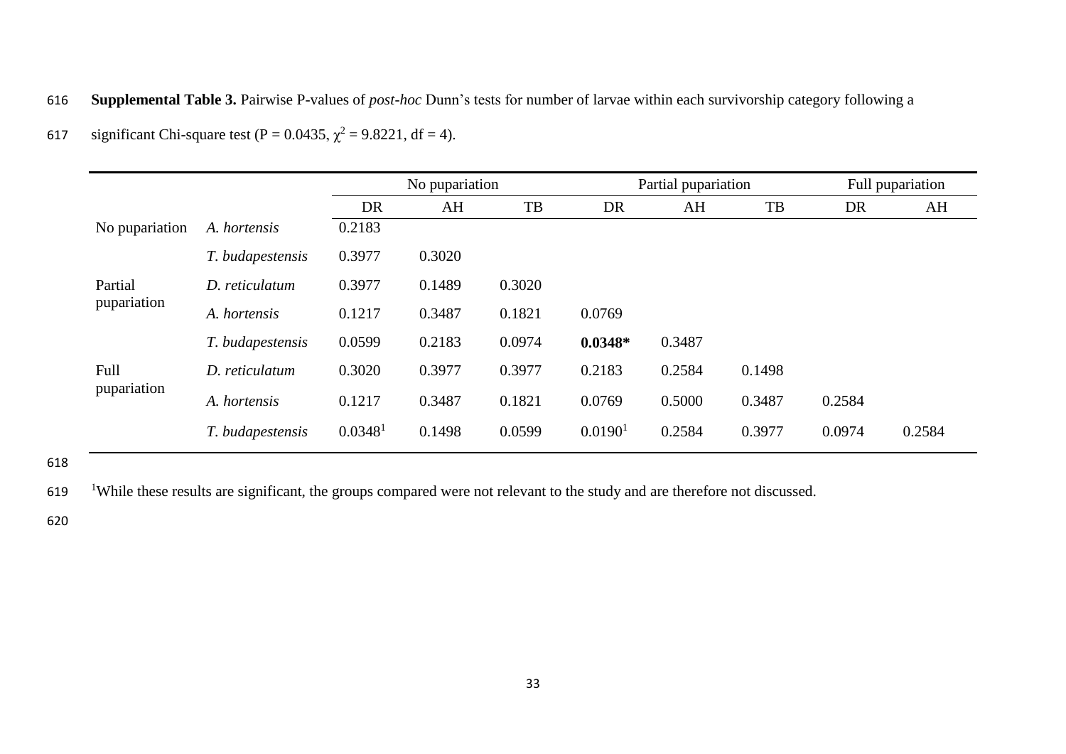**Supplemental Table 3.** Pairwise P-values of *post-hoc* Dunn's tests for number of larvae within each survivorship category following a significant Chi-square test (P = 0.0435, $\chi^2$ = 9.8221, df = 4).

| | | No pupariation | | | Partial pupariation | | | Full pupariation | |
|---|---|---|---|---|---|---|---|---|---|
| | | DR | AH | TB | DR | AH | TB | DR | AH |
| No pupariation | *A. hortensis* | 0.2183 | | | | | | | |
| | *T. budapestensis* | 0.3977 | 0.3020 | | | | | | |
| Partial pupariation | *D. reticulatum* | 0.3977 | 0.1489 | 0.3020 | | | | | |
| | *A. hortensis* | 0.1217 | 0.3487 | 0.1821 | 0.0769 | | | | |
| | *T. budapestensis* | 0.0599 | 0.2183 | 0.0974 | **0.0348*** | 0.3487 | | | |
| Full pupariation | *D. reticulatum* | 0.3020 | 0.3977 | 0.3977 | 0.2183 | 0.2584 | 0.1498 | | |
| | *A. hortensis* | 0.1217 | 0.3487 | 0.1821 | 0.0769 | 0.5000 | 0.3487 | 0.2584 | |
| | *T. budapestensis* | 0.0348[1] | 0.1498 | 0.0599 | 0.0190[1] | 0.2584 | 0.3977 | 0.0974 | 0.2584 |

[1]While these results are significant, the groups compared were not relevant to the study and are therefore not discussed.